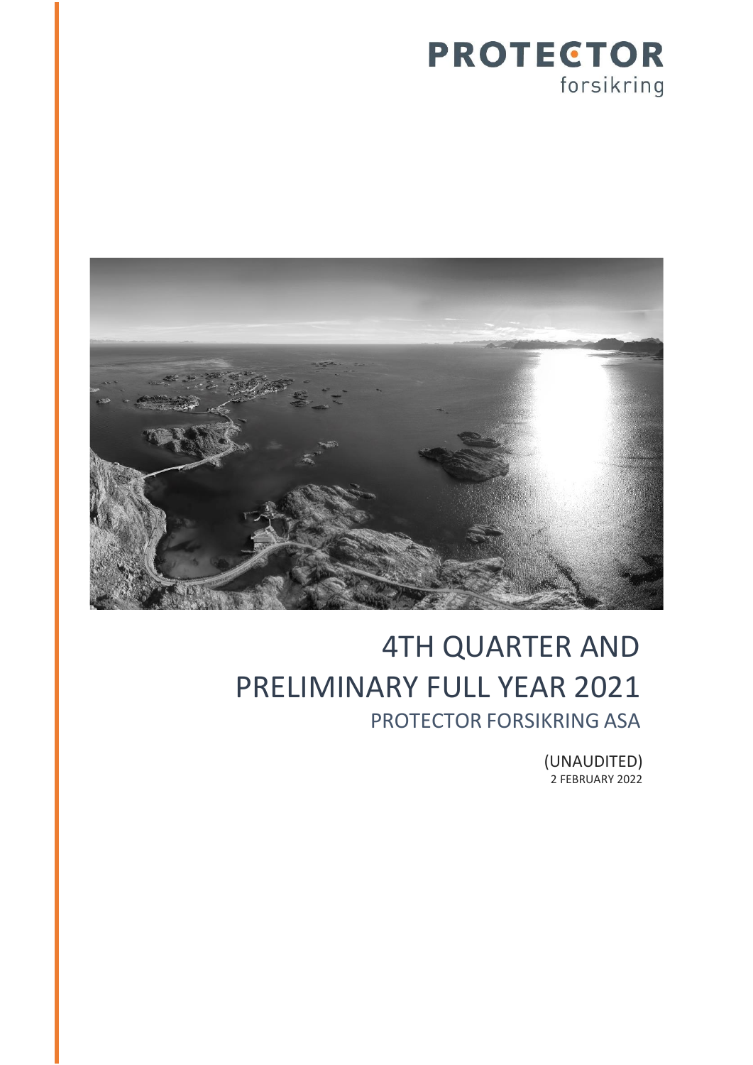PROTECTOR
forsikring

# 4TH QUARTER AND PRELIMINARY FULL YEAR 2021

## PROTECTOR FORSIKRING ASA

(UNAUDITED)
2 FEBRUARY 2022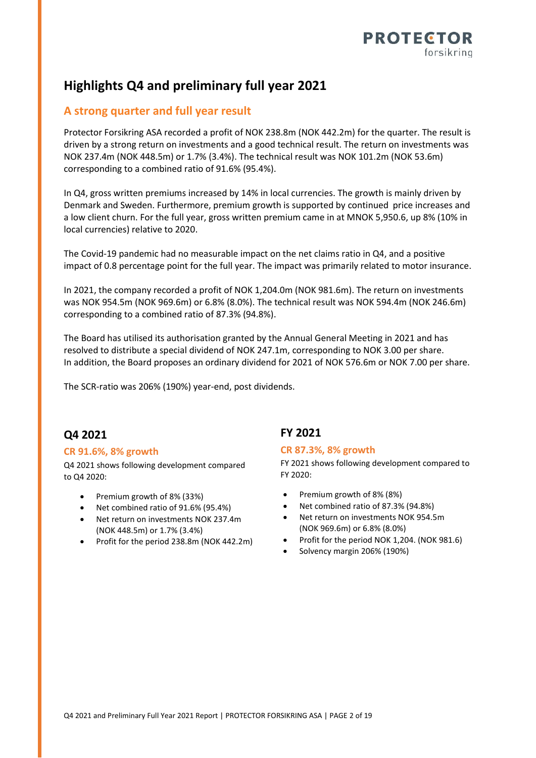# Highlights Q4 and preliminary full year 2021

## A strong quarter and full year result

Protector Forsikring ASA recorded a profit of NOK 238.8m (NOK 442.2m) for the quarter. The result is driven by a strong return on investments and a good technical result. The return on investments was NOK 237.4m (NOK 448.5m) or 1.7% (3.4%). The technical result was NOK 101.2m (NOK 53.6m) corresponding to a combined ratio of 91.6% (95.4%).

In Q4, gross written premiums increased by 14% in local currencies. The growth is mainly driven by Denmark and Sweden. Furthermore, premium growth is supported by continued price increases and a low client churn. For the full year, gross written premium came in at MNOK 5,950.6, up 8% (10% in local currencies) relative to 2020.

The Covid-19 pandemic had no measurable impact on the net claims ratio in Q4, and a positive impact of 0.8 percentage point for the full year. The impact was primarily related to motor insurance.

In 2021, the company recorded a profit of NOK 1,204.0m (NOK 981.6m). The return on investments was NOK 954.5m (NOK 969.6m) or 6.8% (8.0%). The technical result was NOK 594.4m (NOK 246.6m) corresponding to a combined ratio of 87.3% (94.8%).

The Board has utilised its authorisation granted by the Annual General Meeting in 2021 and has resolved to distribute a special dividend of NOK 247.1m, corresponding to NOK 3.00 per share. In addition, the Board proposes an ordinary dividend for 2021 of NOK 576.6m or NOK 7.00 per share.

The SCR-ratio was 206% (190%) year-end, post dividends.

## Q4 2021

### CR 91.6%, 8% growth

Q4 2021 shows following development compared to Q4 2020:

- Premium growth of 8% (33%)
- Net combined ratio of 91.6% (95.4%)
- Net return on investments NOK 237.4m (NOK 448.5m) or 1.7% (3.4%)
- Profit for the period 238.8m (NOK 442.2m)

## FY 2021

### CR 87.3%, 8% growth

FY 2021 shows following development compared to FY 2020:

- Premium growth of 8% (8%)
- Net combined ratio of 87.3% (94.8%)
- Net return on investments NOK 954.5m (NOK 969.6m) or 6.8% (8.0%)
- Profit for the period NOK 1,204. (NOK 981.6)
- Solvency margin 206% (190%)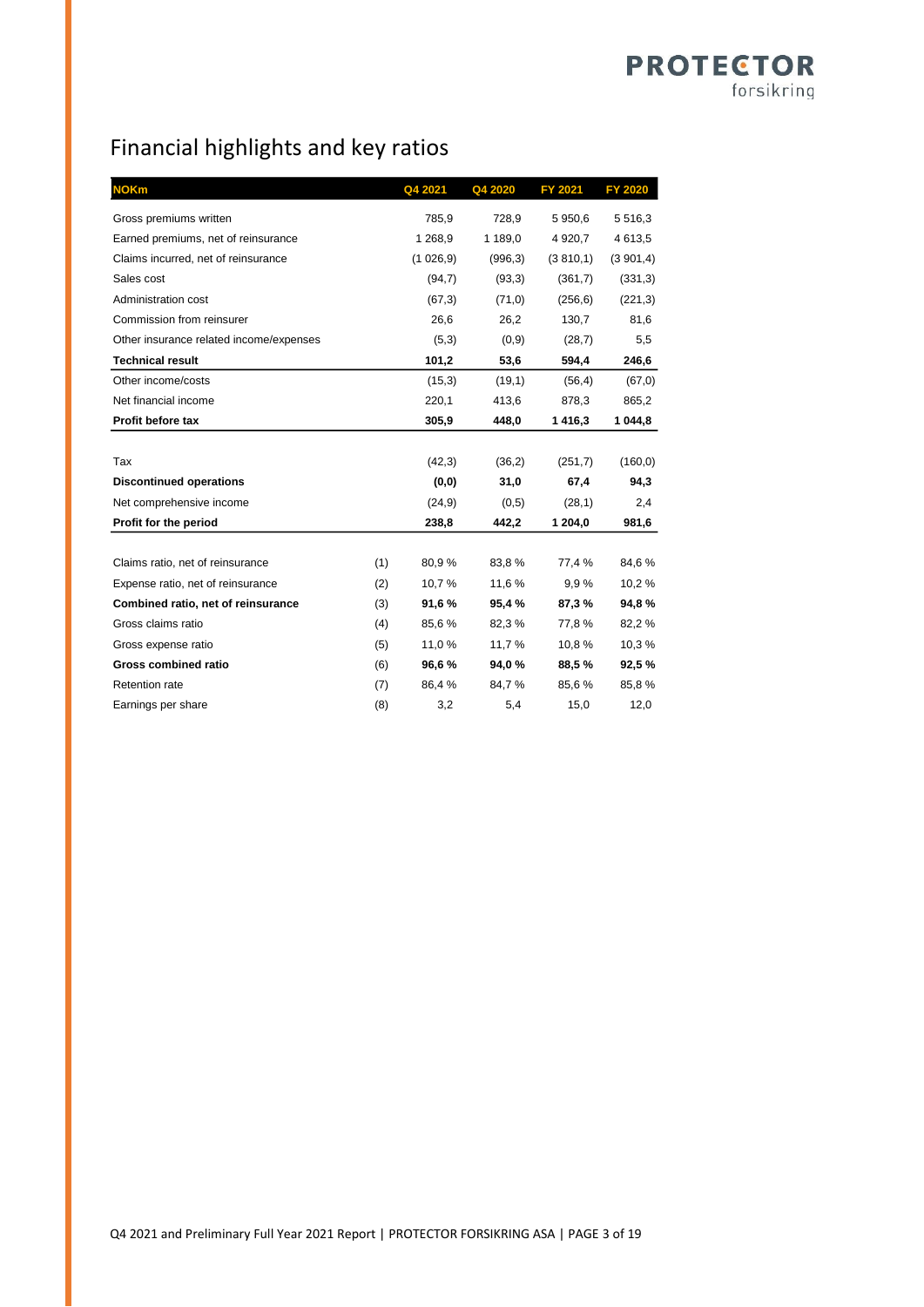# Financial highlights and key ratios

| NOKm | | Q4 2021 | Q4 2020 | FY 2021 | FY 2020 |
|---|---|---|---|---|---|
| Gross premiums written | | 785,9 | 728,9 | 5 950,6 | 5 516,3 |
| Earned premiums, net of reinsurance | | 1 268,9 | 1 189,0 | 4 920,7 | 4 613,5 |
| Claims incurred, net of reinsurance | | (1 026,9) | (996,3) | (3 810,1) | (3 901,4) |
| Sales cost | | (94,7) | (93,3) | (361,7) | (331,3) |
| Administration cost | | (67,3) | (71,0) | (256,6) | (221,3) |
| Commission from reinsurer | | 26,6 | 26,2 | 130,7 | 81,6 |
| Other insurance related income/expenses | | (5,3) | (0,9) | (28,7) | 5,5 |
| **Technical result** | | **101,2** | **53,6** | **594,4** | **246,6** |
| Other income/costs | | (15,3) | (19,1) | (56,4) | (67,0) |
| Net financial income | | 220,1 | 413,6 | 878,3 | 865,2 |
| **Profit before tax** | | **305,9** | **448,0** | **1 416,3** | **1 044,8** |
| | | | | | |
| Tax | | (42,3) | (36,2) | (251,7) | (160,0) |
| **Discontinued operations** | | **(0,0)** | **31,0** | **67,4** | **94,3** |
| Net comprehensive income | | (24,9) | (0,5) | (28,1) | 2,4 |
| **Profit for the period** | | **238,8** | **442,2** | **1 204,0** | **981,6** |
| | | | | | |
| Claims ratio, net of reinsurance | (1) | 80,9 % | 83,8 % | 77,4 % | 84,6 % |
| Expense ratio, net of reinsurance | (2) | 10,7 % | 11,6 % | 9,9 % | 10,2 % |
| **Combined ratio, net of reinsurance** | (3) | **91,6 %** | **95,4 %** | **87,3 %** | **94,8 %** |
| Gross claims ratio | (4) | 85,6 % | 82,3 % | 77,8 % | 82,2 % |
| Gross expense ratio | (5) | 11,0 % | 11,7 % | 10,8 % | 10,3 % |
| **Gross combined ratio** | (6) | **96,6 %** | **94,0 %** | **88,5 %** | **92,5 %** |
| Retention rate | (7) | 86,4 % | 84,7 % | 85,6 % | 85,8 % |
| Earnings per share | (8) | 3,2 | 5,4 | 15,0 | 12,0 |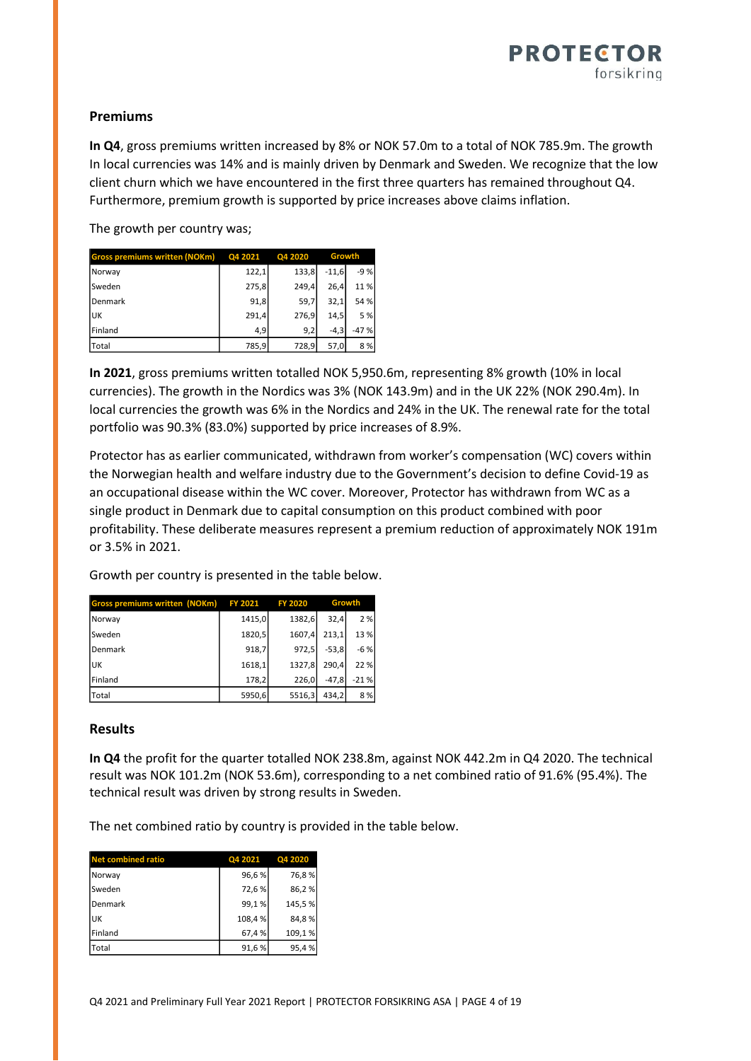## Premiums

**In Q4**, gross premiums written increased by 8% or NOK 57.0m to a total of NOK 785.9m. The growth In local currencies was 14% and is mainly driven by Denmark and Sweden. We recognize that the low client churn which we have encountered in the first three quarters has remained throughout Q4. Furthermore, premium growth is supported by price increases above claims inflation.

The growth per country was;

| Gross premiums written (NOKm) | Q4 2021 | Q4 2020 | Growth | |
|---|---|---|---|---|
| Norway | 122,1 | 133,8 | -11,6 | -9 % |
| Sweden | 275,8 | 249,4 | 26,4 | 11 % |
| Denmark | 91,8 | 59,7 | 32,1 | 54 % |
| UK | 291,4 | 276,9 | 14,5 | 5 % |
| Finland | 4,9 | 9,2 | -4,3 | -47 % |
| Total | 785,9 | 728,9 | 57,0 | 8 % |

**In 2021**, gross premiums written totalled NOK 5,950.6m, representing 8% growth (10% in local currencies). The growth in the Nordics was 3% (NOK 143.9m) and in the UK 22% (NOK 290.4m). In local currencies the growth was 6% in the Nordics and 24% in the UK. The renewal rate for the total portfolio was 90.3% (83.0%) supported by price increases of 8.9%.

Protector has as earlier communicated, withdrawn from worker's compensation (WC) covers within the Norwegian health and welfare industry due to the Government's decision to define Covid-19 as an occupational disease within the WC cover. Moreover, Protector has withdrawn from WC as a single product in Denmark due to capital consumption on this product combined with poor profitability. These deliberate measures represent a premium reduction of approximately NOK 191m or 3.5% in 2021.

Growth per country is presented in the table below.

| Gross premiums written (NOKm) | FY 2021 | FY 2020 | Growth | |
|---|---|---|---|---|
| Norway | 1415,0 | 1382,6 | 32,4 | 2 % |
| Sweden | 1820,5 | 1607,4 | 213,1 | 13 % |
| Denmark | 918,7 | 972,5 | -53,8 | -6 % |
| UK | 1618,1 | 1327,8 | 290,4 | 22 % |
| Finland | 178,2 | 226,0 | -47,8 | -21 % |
| Total | 5950,6 | 5516,3 | 434,2 | 8 % |

## Results

**In Q4** the profit for the quarter totalled NOK 238.8m, against NOK 442.2m in Q4 2020. The technical result was NOK 101.2m (NOK 53.6m), corresponding to a net combined ratio of 91.6% (95.4%). The technical result was driven by strong results in Sweden.

The net combined ratio by country is provided in the table below.

| Net combined ratio | Q4 2021 | Q4 2020 |
|---|---|---|
| Norway | 96,6 % | 76,8 % |
| Sweden | 72,6 % | 86,2 % |
| Denmark | 99,1 % | 145,5 % |
| UK | 108,4 % | 84,8 % |
| Finland | 67,4 % | 109,1 % |
| Total | 91,6 % | 95,4 % |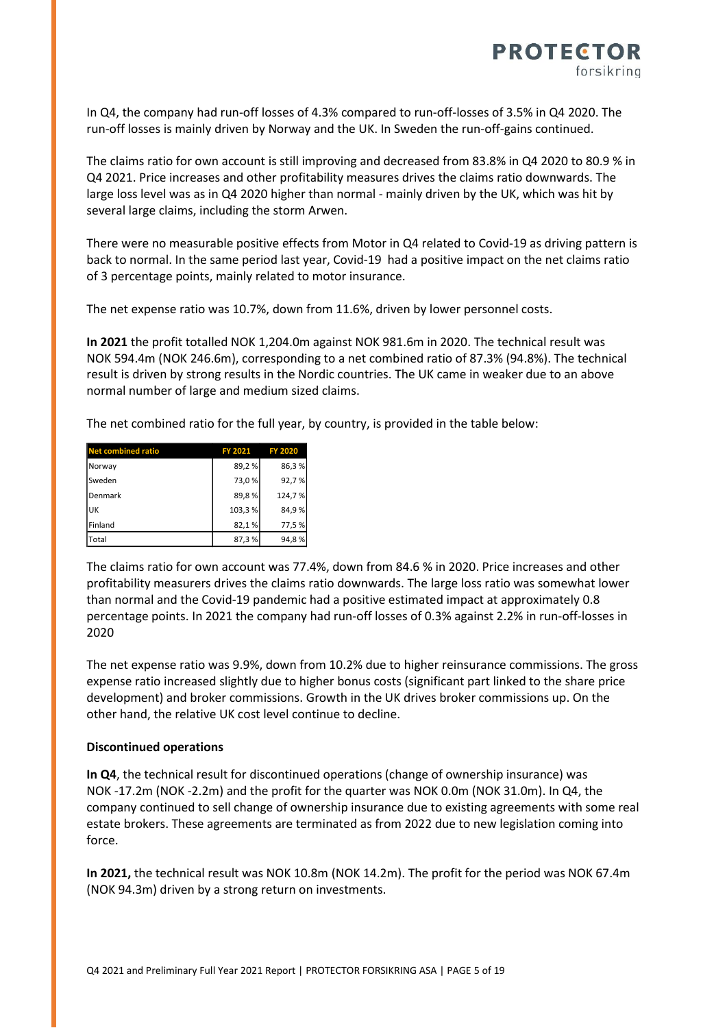In Q4, the company had run-off losses of 4.3% compared to run-off-losses of 3.5% in Q4 2020. The run-off losses is mainly driven by Norway and the UK. In Sweden the run-off-gains continued.

The claims ratio for own account is still improving and decreased from 83.8% in Q4 2020 to 80.9 % in Q4 2021. Price increases and other profitability measures drives the claims ratio downwards. The large loss level was as in Q4 2020 higher than normal - mainly driven by the UK, which was hit by several large claims, including the storm Arwen.

There were no measurable positive effects from Motor in Q4 related to Covid-19 as driving pattern is back to normal. In the same period last year, Covid-19 had a positive impact on the net claims ratio of 3 percentage points, mainly related to motor insurance.

The net expense ratio was 10.7%, down from 11.6%, driven by lower personnel costs.

**In 2021** the profit totalled NOK 1,204.0m against NOK 981.6m in 2020. The technical result was NOK 594.4m (NOK 246.6m), corresponding to a net combined ratio of 87.3% (94.8%). The technical result is driven by strong results in the Nordic countries. The UK came in weaker due to an above normal number of large and medium sized claims.

The net combined ratio for the full year, by country, is provided in the table below:

| Net combined ratio | FY 2021 | FY 2020 |
|---|---|---|
| Norway | 89,2 % | 86,3 % |
| Sweden | 73,0 % | 92,7 % |
| Denmark | 89,8 % | 124,7 % |
| UK | 103,3 % | 84,9 % |
| Finland | 82,1 % | 77,5 % |
| Total | 87,3 % | 94,8 % |

The claims ratio for own account was 77.4%, down from 84.6 % in 2020. Price increases and other profitability measurers drives the claims ratio downwards. The large loss ratio was somewhat lower than normal and the Covid-19 pandemic had a positive estimated impact at approximately 0.8 percentage points. In 2021 the company had run-off losses of 0.3% against 2.2% in run-off-losses in 2020

The net expense ratio was 9.9%, down from 10.2% due to higher reinsurance commissions. The gross expense ratio increased slightly due to higher bonus costs (significant part linked to the share price development) and broker commissions. Growth in the UK drives broker commissions up. On the other hand, the relative UK cost level continue to decline.

**Discontinued operations**

**In Q4**, the technical result for discontinued operations (change of ownership insurance) was NOK -17.2m (NOK -2.2m) and the profit for the quarter was NOK 0.0m (NOK 31.0m). In Q4, the company continued to sell change of ownership insurance due to existing agreements with some real estate brokers. These agreements are terminated as from 2022 due to new legislation coming into force.

**In 2021,** the technical result was NOK 10.8m (NOK 14.2m). The profit for the period was NOK 67.4m (NOK 94.3m) driven by a strong return on investments.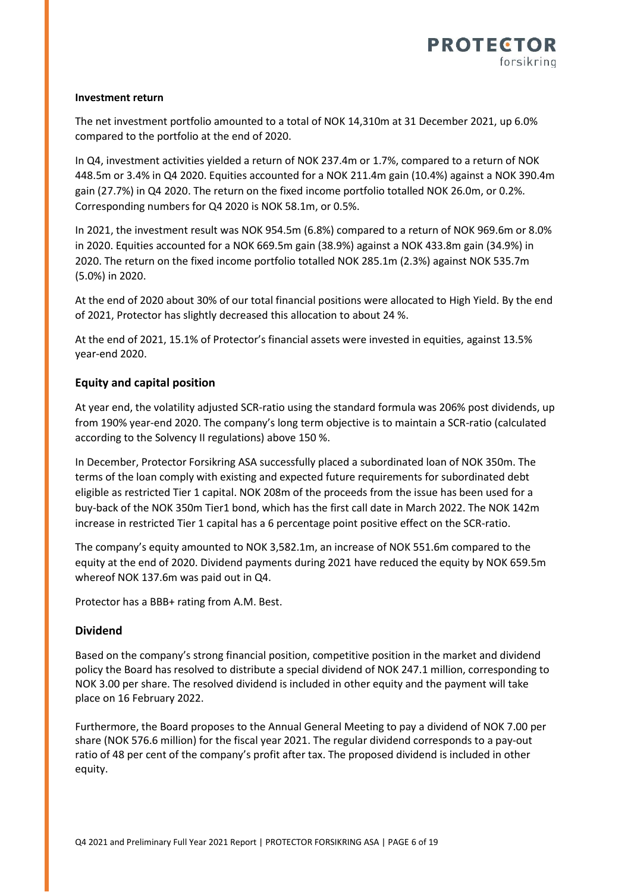**Investment return**

The net investment portfolio amounted to a total of NOK 14,310m at 31 December 2021, up 6.0% compared to the portfolio at the end of 2020.

In Q4, investment activities yielded a return of NOK 237.4m or 1.7%, compared to a return of NOK 448.5m or 3.4% in Q4 2020. Equities accounted for a NOK 211.4m gain (10.4%) against a NOK 390.4m gain (27.7%) in Q4 2020. The return on the fixed income portfolio totalled NOK 26.0m, or 0.2%. Corresponding numbers for Q4 2020 is NOK 58.1m, or 0.5%.

In 2021, the investment result was NOK 954.5m (6.8%) compared to a return of NOK 969.6m or 8.0% in 2020. Equities accounted for a NOK 669.5m gain (38.9%) against a NOK 433.8m gain (34.9%) in 2020. The return on the fixed income portfolio totalled NOK 285.1m (2.3%) against NOK 535.7m (5.0%) in 2020.

At the end of 2020 about 30% of our total financial positions were allocated to High Yield. By the end of 2021, Protector has slightly decreased this allocation to about 24 %.

At the end of 2021, 15.1% of Protector's financial assets were invested in equities, against 13.5% year-end 2020.

## Equity and capital position

At year end, the volatility adjusted SCR-ratio using the standard formula was 206% post dividends, up from 190% year-end 2020. The company's long term objective is to maintain a SCR-ratio (calculated according to the Solvency II regulations) above 150 %.

In December, Protector Forsikring ASA successfully placed a subordinated loan of NOK 350m. The terms of the loan comply with existing and expected future requirements for subordinated debt eligible as restricted Tier 1 capital. NOK 208m of the proceeds from the issue has been used for a buy-back of the NOK 350m Tier1 bond, which has the first call date in March 2022. The NOK 142m increase in restricted Tier 1 capital has a 6 percentage point positive effect on the SCR-ratio.

The company's equity amounted to NOK 3,582.1m, an increase of NOK 551.6m compared to the equity at the end of 2020. Dividend payments during 2021 have reduced the equity by NOK 659.5m whereof NOK 137.6m was paid out in Q4.

Protector has a BBB+ rating from A.M. Best.

## Dividend

Based on the company's strong financial position, competitive position in the market and dividend policy the Board has resolved to distribute a special dividend of NOK 247.1 million, corresponding to NOK 3.00 per share. The resolved dividend is included in other equity and the payment will take place on 16 February 2022.

Furthermore, the Board proposes to the Annual General Meeting to pay a dividend of NOK 7.00 per share (NOK 576.6 million) for the fiscal year 2021. The regular dividend corresponds to a pay-out ratio of 48 per cent of the company's profit after tax. The proposed dividend is included in other equity.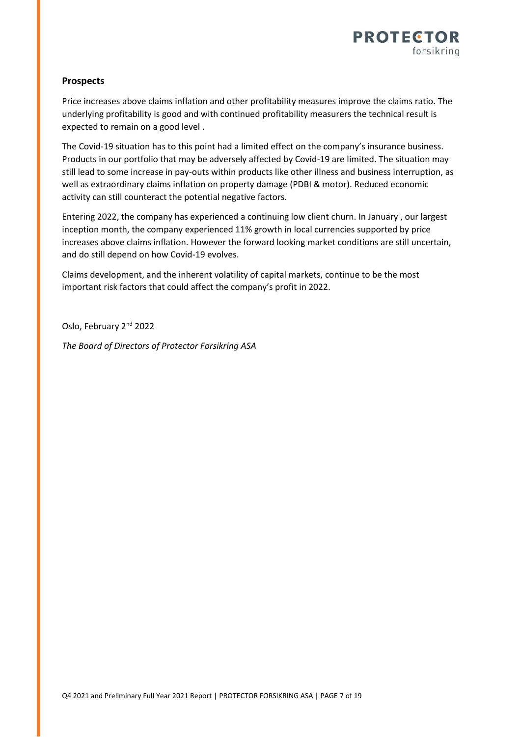## Prospects

Price increases above claims inflation and other profitability measures improve the claims ratio. The underlying profitability is good and with continued profitability measurers the technical result is expected to remain on a good level .

The Covid-19 situation has to this point had a limited effect on the company's insurance business. Products in our portfolio that may be adversely affected by Covid-19 are limited. The situation may still lead to some increase in pay-outs within products like other illness and business interruption, as well as extraordinary claims inflation on property damage (PDBI & motor). Reduced economic activity can still counteract the potential negative factors.

Entering 2022, the company has experienced a continuing low client churn. In January , our largest inception month, the company experienced 11% growth in local currencies supported by price increases above claims inflation. However the forward looking market conditions are still uncertain, and do still depend on how Covid-19 evolves.

Claims development, and the inherent volatility of capital markets, continue to be the most important risk factors that could affect the company's profit in 2022.

Oslo, February 2nd 2022

*The Board of Directors of Protector Forsikring ASA*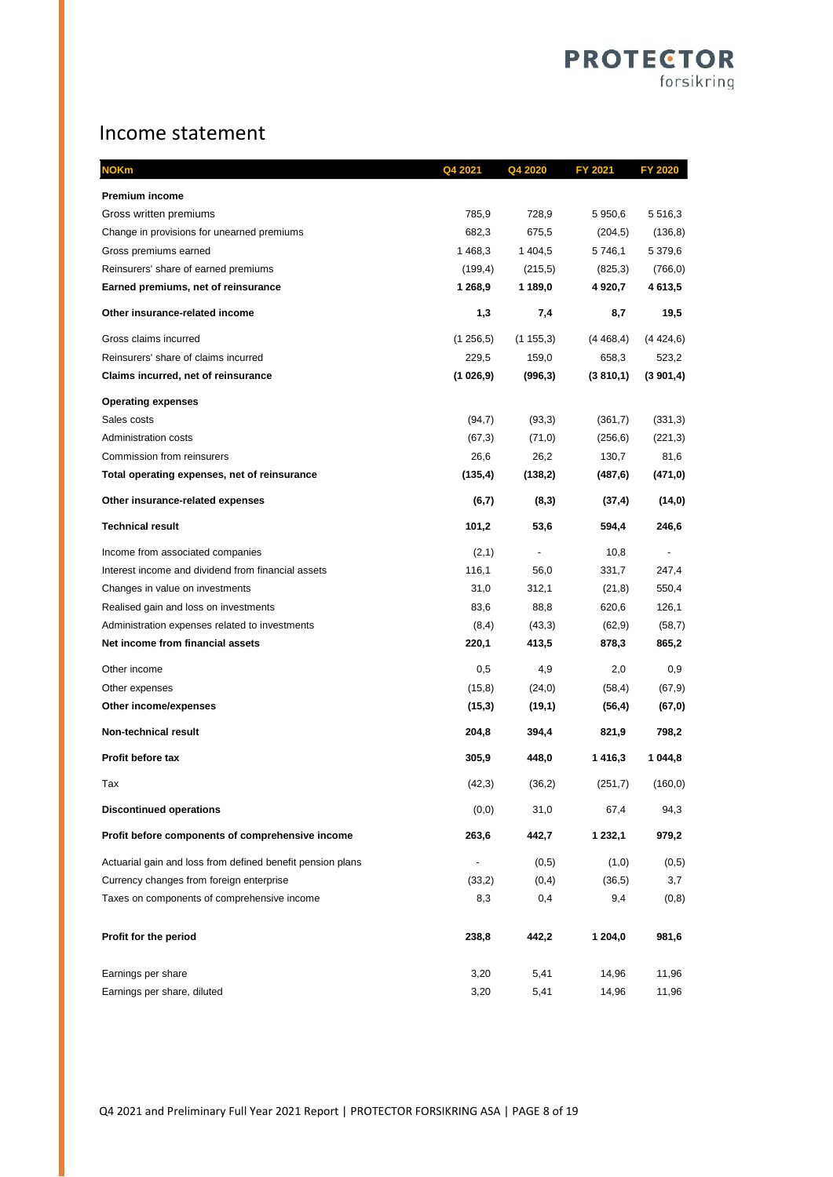## Income statement

| NOKm | Q4 2021 | Q4 2020 | FY 2021 | FY 2020 |
|---|---|---|---|---|
| **Premium income** | | | | |
| Gross written premiums | 785,9 | 728,9 | 5 950,6 | 5 516,3 |
| Change in provisions for unearned premiums | 682,3 | 675,5 | (204,5) | (136,8) |
| Gross premiums earned | 1 468,3 | 1 404,5 | 5 746,1 | 5 379,6 |
| Reinsurers' share of earned premiums | (199,4) | (215,5) | (825,3) | (766,0) |
| **Earned premiums, net of reinsurance** | **1 268,9** | **1 189,0** | **4 920,7** | **4 613,5** |
| **Other insurance-related income** | **1,3** | **7,4** | **8,7** | **19,5** |
| Gross claims incurred | (1 256,5) | (1 155,3) | (4 468,4) | (4 424,6) |
| Reinsurers' share of claims incurred | 229,5 | 159,0 | 658,3 | 523,2 |
| **Claims incurred, net of reinsurance** | **(1 026,9)** | **(996,3)** | **(3 810,1)** | **(3 901,4)** |
| **Operating expenses** | | | | |
| Sales costs | (94,7) | (93,3) | (361,7) | (331,3) |
| Administration costs | (67,3) | (71,0) | (256,6) | (221,3) |
| Commission from reinsurers | 26,6 | 26,2 | 130,7 | 81,6 |
| **Total operating expenses, net of reinsurance** | **(135,4)** | **(138,2)** | **(487,6)** | **(471,0)** |
| **Other insurance-related expenses** | **(6,7)** | **(8,3)** | **(37,4)** | **(14,0)** |
| **Technical result** | **101,2** | **53,6** | **594,4** | **246,6** |
| Income from associated companies | (2,1) | - | 10,8 | - |
| Interest income and dividend from financial assets | 116,1 | 56,0 | 331,7 | 247,4 |
| Changes in value on investments | 31,0 | 312,1 | (21,8) | 550,4 |
| Realised gain and loss on investments | 83,6 | 88,8 | 620,6 | 126,1 |
| Administration expenses related to investments | (8,4) | (43,3) | (62,9) | (58,7) |
| **Net income from financial assets** | **220,1** | **413,5** | **878,3** | **865,2** |
| Other income | 0,5 | 4,9 | 2,0 | 0,9 |
| Other expenses | (15,8) | (24,0) | (58,4) | (67,9) |
| **Other income/expenses** | **(15,3)** | **(19,1)** | **(56,4)** | **(67,0)** |
| **Non-technical result** | **204,8** | **394,4** | **821,9** | **798,2** |
| **Profit before tax** | **305,9** | **448,0** | **1 416,3** | **1 044,8** |
| Tax | (42,3) | (36,2) | (251,7) | (160,0) |
| **Discontinued operations** | (0,0) | 31,0 | 67,4 | 94,3 |
| **Profit before components of comprehensive income** | **263,6** | **442,7** | **1 232,1** | **979,2** |
| Actuarial gain and loss from defined benefit pension plans | - | (0,5) | (1,0) | (0,5) |
| Currency changes from foreign enterprise | (33,2) | (0,4) | (36,5) | 3,7 |
| Taxes on components of comprehensive income | 8,3 | 0,4 | 9,4 | (0,8) |
| **Profit for the period** | **238,8** | **442,2** | **1 204,0** | **981,6** |
| Earnings per share | 3,20 | 5,41 | 14,96 | 11,96 |
| Earnings per share, diluted | 3,20 | 5,41 | 14,96 | 11,96 |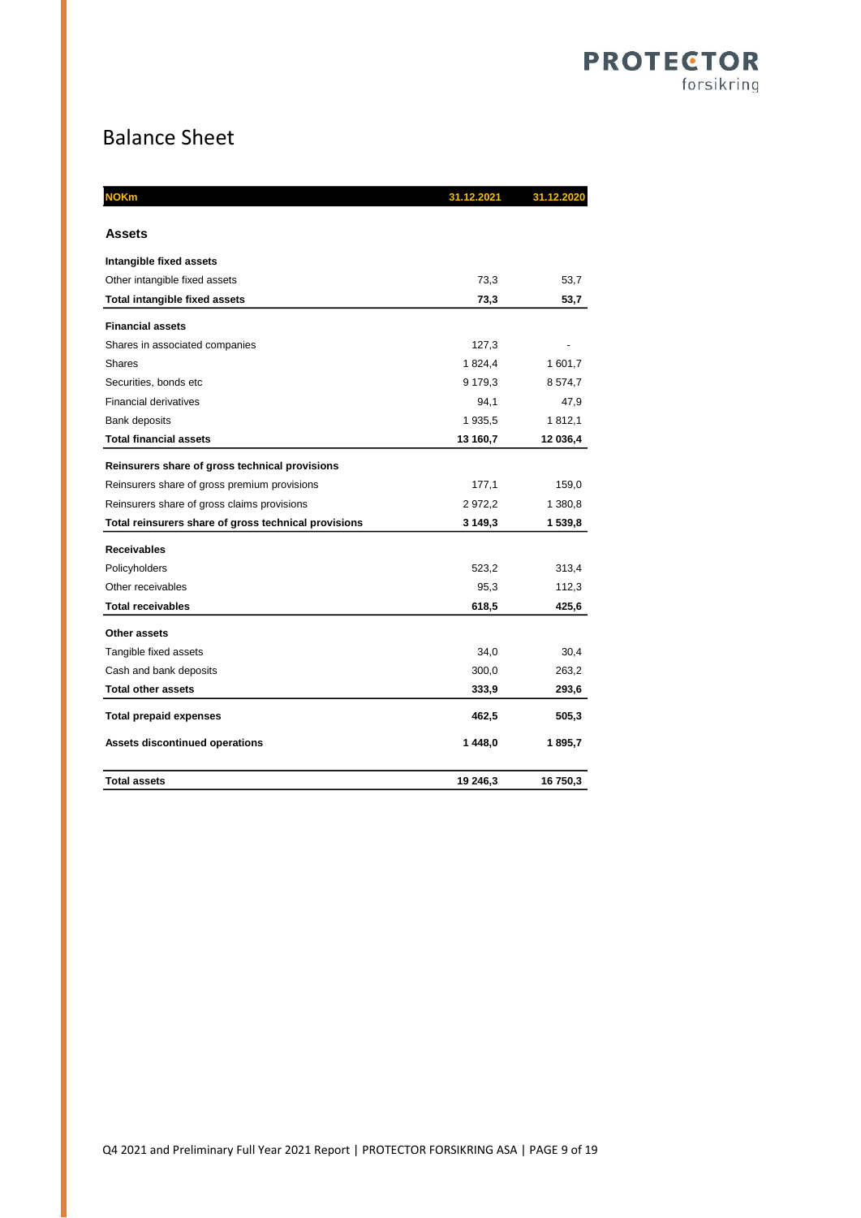# Balance Sheet

| NOKm | 31.12.2021 | 31.12.2020 |
|---|---|---|
| **Assets** | | |
| **Intangible fixed assets** | | |
| Other intangible fixed assets | 73,3 | 53,7 |
| **Total intangible fixed assets** | **73,3** | **53,7** |
| **Financial assets** | | |
| Shares in associated companies | 127,3 | - |
| Shares | 1 824,4 | 1 601,7 |
| Securities, bonds etc | 9 179,3 | 8 574,7 |
| Financial derivatives | 94,1 | 47,9 |
| Bank deposits | 1 935,5 | 1 812,1 |
| **Total financial assets** | **13 160,7** | **12 036,4** |
| **Reinsurers share of gross technical provisions** | | |
| Reinsurers share of gross premium provisions | 177,1 | 159,0 |
| Reinsurers share of gross claims provisions | 2 972,2 | 1 380,8 |
| **Total reinsurers share of gross technical provisions** | **3 149,3** | **1 539,8** |
| **Receivables** | | |
| Policyholders | 523,2 | 313,4 |
| Other receivables | 95,3 | 112,3 |
| **Total receivables** | **618,5** | **425,6** |
| **Other assets** | | |
| Tangible fixed assets | 34,0 | 30,4 |
| Cash and bank deposits | 300,0 | 263,2 |
| **Total other assets** | **333,9** | **293,6** |
| **Total prepaid expenses** | **462,5** | **505,3** |
| **Assets discontinued operations** | **1 448,0** | **1 895,7** |
| **Total assets** | **19 246,3** | **16 750,3** |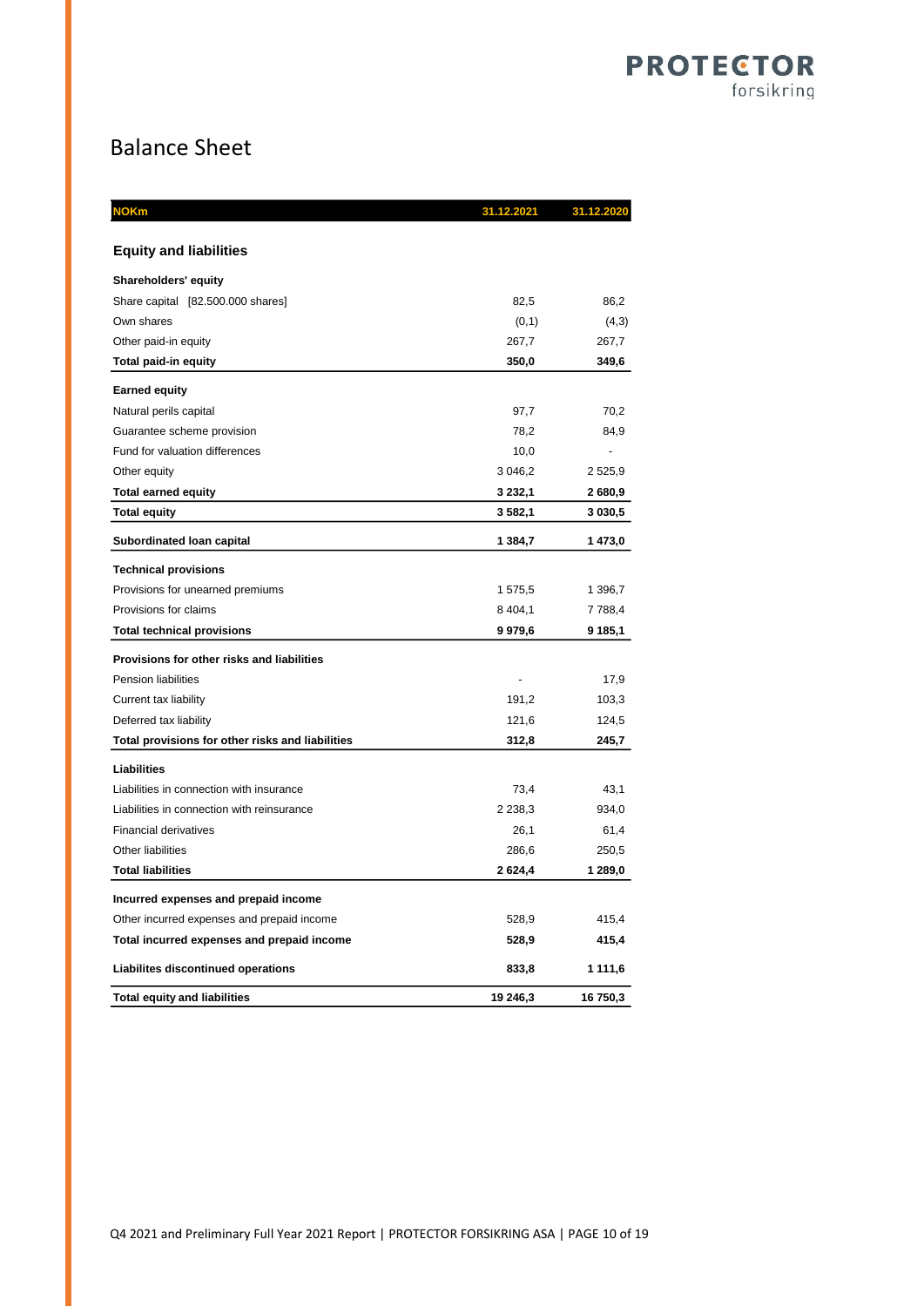# Balance Sheet

| NOKm | 31.12.2021 | 31.12.2020 |
|---|---|---|
| **Equity and liabilities** | | |
| **Shareholders' equity** | | |
| Share capital [82.500.000 shares] | 82,5 | 86,2 |
| Own shares | (0,1) | (4,3) |
| Other paid-in equity | 267,7 | 267,7 |
| **Total paid-in equity** | **350,0** | **349,6** |
| **Earned equity** | | |
| Natural perils capital | 97,7 | 70,2 |
| Guarantee scheme provision | 78,2 | 84,9 |
| Fund for valuation differences | 10,0 | - |
| Other equity | 3 046,2 | 2 525,9 |
| **Total earned equity** | **3 232,1** | **2 680,9** |
| **Total equity** | **3 582,1** | **3 030,5** |
| **Subordinated loan capital** | **1 384,7** | **1 473,0** |
| **Technical provisions** | | |
| Provisions for unearned premiums | 1 575,5 | 1 396,7 |
| Provisions for claims | 8 404,1 | 7 788,4 |
| **Total technical provisions** | **9 979,6** | **9 185,1** |
| **Provisions for other risks and liabilities** | | |
| Pension liabilities | - | 17,9 |
| Current tax liability | 191,2 | 103,3 |
| Deferred tax liability | 121,6 | 124,5 |
| **Total provisions for other risks and liabilities** | **312,8** | **245,7** |
| **Liabilities** | | |
| Liabilities in connection with insurance | 73,4 | 43,1 |
| Liabilities in connection with reinsurance | 2 238,3 | 934,0 |
| Financial derivatives | 26,1 | 61,4 |
| Other liabilities | 286,6 | 250,5 |
| **Total liabilities** | **2 624,4** | **1 289,0** |
| **Incurred expenses and prepaid income** | | |
| Other incurred expenses and prepaid income | 528,9 | 415,4 |
| **Total incurred expenses and prepaid income** | **528,9** | **415,4** |
| **Liabilites discontinued operations** | **833,8** | **1 111,6** |
| **Total equity and liabilities** | **19 246,3** | **16 750,3** |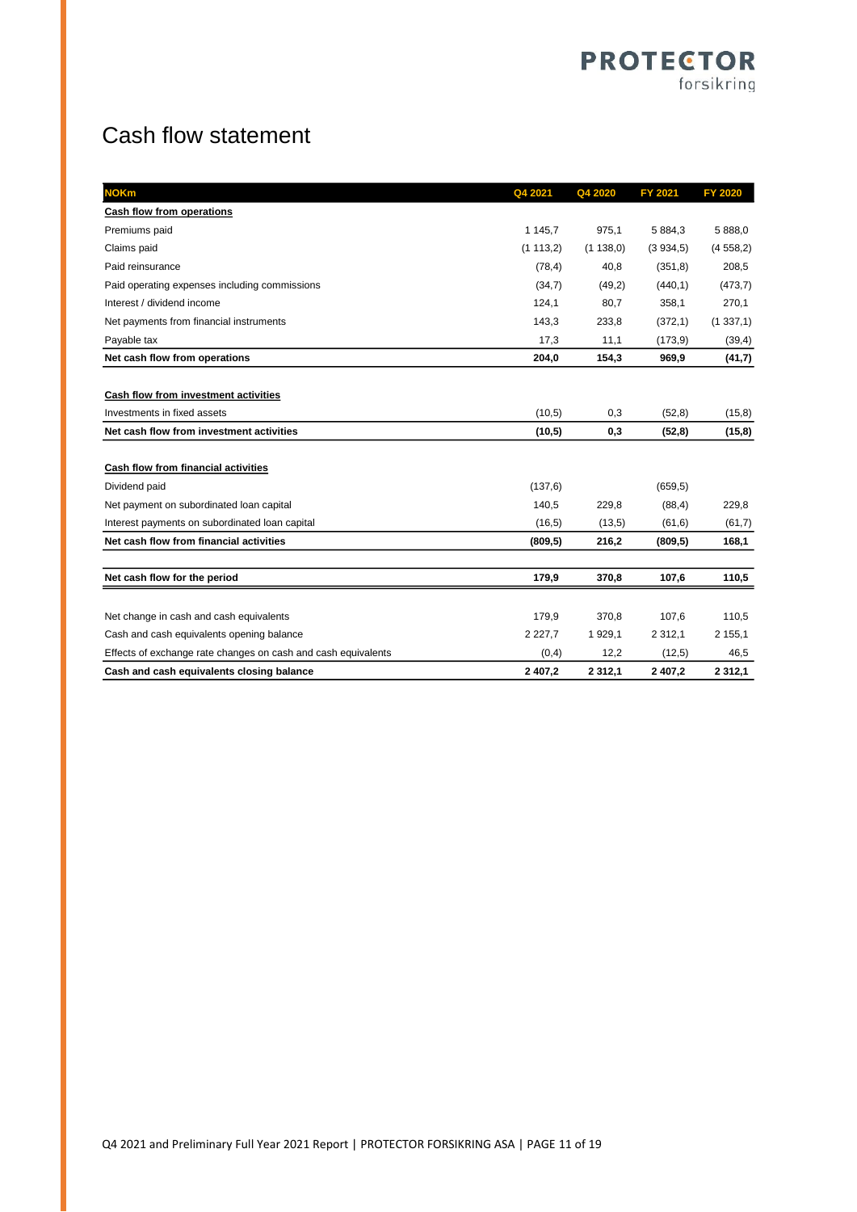# Cash flow statement

| NOKm | Q4 2021 | Q4 2020 | FY 2021 | FY 2020 |
|---|---|---|---|---|
| **Cash flow from operations** | | | | |
| Premiums paid | 1 145,7 | 975,1 | 5 884,3 | 5 888,0 |
| Claims paid | (1 113,2) | (1 138,0) | (3 934,5) | (4 558,2) |
| Paid reinsurance | (78,4) | 40,8 | (351,8) | 208,5 |
| Paid operating expenses including commissions | (34,7) | (49,2) | (440,1) | (473,7) |
| Interest / dividend income | 124,1 | 80,7 | 358,1 | 270,1 |
| Net payments from financial instruments | 143,3 | 233,8 | (372,1) | (1 337,1) |
| Payable tax | 17,3 | 11,1 | (173,9) | (39,4) |
| **Net cash flow from operations** | **204,0** | **154,3** | **969,9** | **(41,7)** |
| | | | | |
| **Cash flow from investment activities** | | | | |
| Investments in fixed assets | (10,5) | 0,3 | (52,8) | (15,8) |
| **Net cash flow from investment activities** | **(10,5)** | **0,3** | **(52,8)** | **(15,8)** |
| | | | | |
| **Cash flow from financial activities** | | | | |
| Dividend paid | (137,6) | | (659,5) | |
| Net payment on subordinated loan capital | 140,5 | 229,8 | (88,4) | 229,8 |
| Interest payments on subordinated loan capital | (16,5) | (13,5) | (61,6) | (61,7) |
| **Net cash flow from financial activities** | **(809,5)** | **216,2** | **(809,5)** | **168,1** |
| | | | | |
| **Net cash flow for the period** | **179,9** | **370,8** | **107,6** | **110,5** |
| | | | | |
| Net change in cash and cash equivalents | 179,9 | 370,8 | 107,6 | 110,5 |
| Cash and cash equivalents opening balance | 2 227,7 | 1 929,1 | 2 312,1 | 2 155,1 |
| Effects of exchange rate changes on cash and cash equivalents | (0,4) | 12,2 | (12,5) | 46,5 |
| **Cash and cash equivalents closing balance** | **2 407,2** | **2 312,1** | **2 407,2** | **2 312,1** |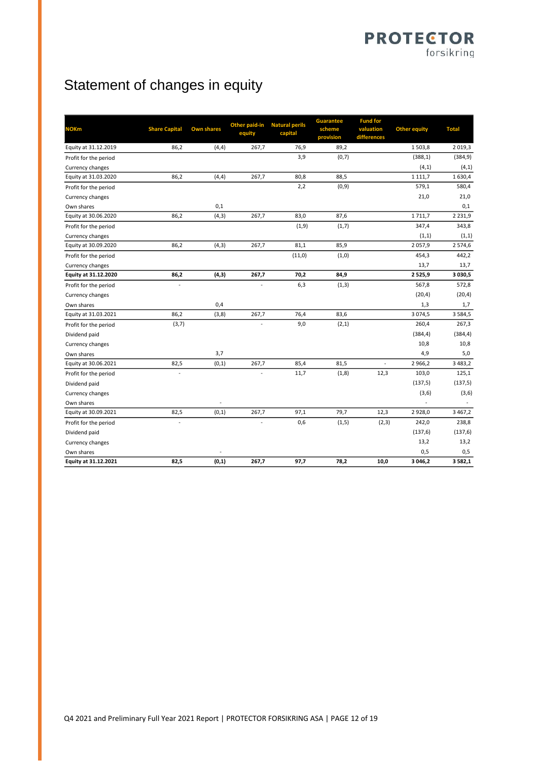# Statement of changes in equity

| NOKm | Share Capital | Own shares | Other paid-in equity | Natural perils capital | Guarantee scheme provision | Fund for valuation differences | Other equity | Total |
|---|---|---|---|---|---|---|---|---|
| Equity at 31.12.2019 | 86,2 | (4,4) | 267,7 | 76,9 | 89,2 | | 1 503,8 | 2 019,3 |
| Profit for the period | | | | 3,9 | (0,7) | | (388,1) | (384,9) |
| Currency changes | | | | | | | (4,1) | (4,1) |
| Equity at 31.03.2020 | 86,2 | (4,4) | 267,7 | 80,8 | 88,5 | | 1 111,7 | 1 630,4 |
| Profit for the period | | | | 2,2 | (0,9) | | 579,1 | 580,4 |
| Currency changes | | | | | | | 21,0 | 21,0 |
| Own shares | | 0,1 | | | | | | 0,1 |
| Equity at 30.06.2020 | 86,2 | (4,3) | 267,7 | 83,0 | 87,6 | | 1 711,7 | 2 231,9 |
| Profit for the period | | | | (1,9) | (1,7) | | 347,4 | 343,8 |
| Currency changes | | | | | | | (1,1) | (1,1) |
| Equity at 30.09.2020 | 86,2 | (4,3) | 267,7 | 81,1 | 85,9 | | 2 057,9 | 2 574,6 |
| Profit for the period | | | | (11,0) | (1,0) | | 454,3 | 442,2 |
| Currency changes | | | | | | | 13,7 | 13,7 |
| **Equity at 31.12.2020** | **86,2** | **(4,3)** | **267,7** | **70,2** | **84,9** | | **2 525,9** | **3 030,5** |
| Profit for the period | - | | - | 6,3 | (1,3) | | 567,8 | 572,8 |
| Currency changes | | | | | | | (20,4) | (20,4) |
| Own shares | | 0,4 | | | | | 1,3 | 1,7 |
| Equity at 31.03.2021 | 86,2 | (3,8) | 267,7 | 76,4 | 83,6 | | 3 074,5 | 3 584,5 |
| Profit for the period | (3,7) | | - | 9,0 | (2,1) | | 260,4 | 267,3 |
| Dividend paid | | | | | | | (384,4) | (384,4) |
| Currency changes | | | | | | | 10,8 | 10,8 |
| Own shares | | 3,7 | | | | | 4,9 | 5,0 |
| Equity at 30.06.2021 | 82,5 | (0,1) | 267,7 | 85,4 | 81,5 | - | 2 966,2 | 3 483,2 |
| Profit for the period | - | | - | 11,7 | (1,8) | 12,3 | 103,0 | 125,1 |
| Dividend paid | | | | | | | (137,5) | (137,5) |
| Currency changes | | | | | | | (3,6) | (3,6) |
| Own shares | | - | | | | | - | - |
| Equity at 30.09.2021 | 82,5 | (0,1) | 267,7 | 97,1 | 79,7 | 12,3 | 2 928,0 | 3 467,2 |
| Profit for the period | - | | - | 0,6 | (1,5) | (2,3) | 242,0 | 238,8 |
| Dividend paid | | | | | | | (137,6) | (137,6) |
| Currency changes | | | | | | | 13,2 | 13,2 |
| Own shares | | - | | | | | 0,5 | 0,5 |
| **Equity at 31.12.2021** | **82,5** | **(0,1)** | **267,7** | **97,7** | **78,2** | **10,0** | **3 046,2** | **3 582,1** |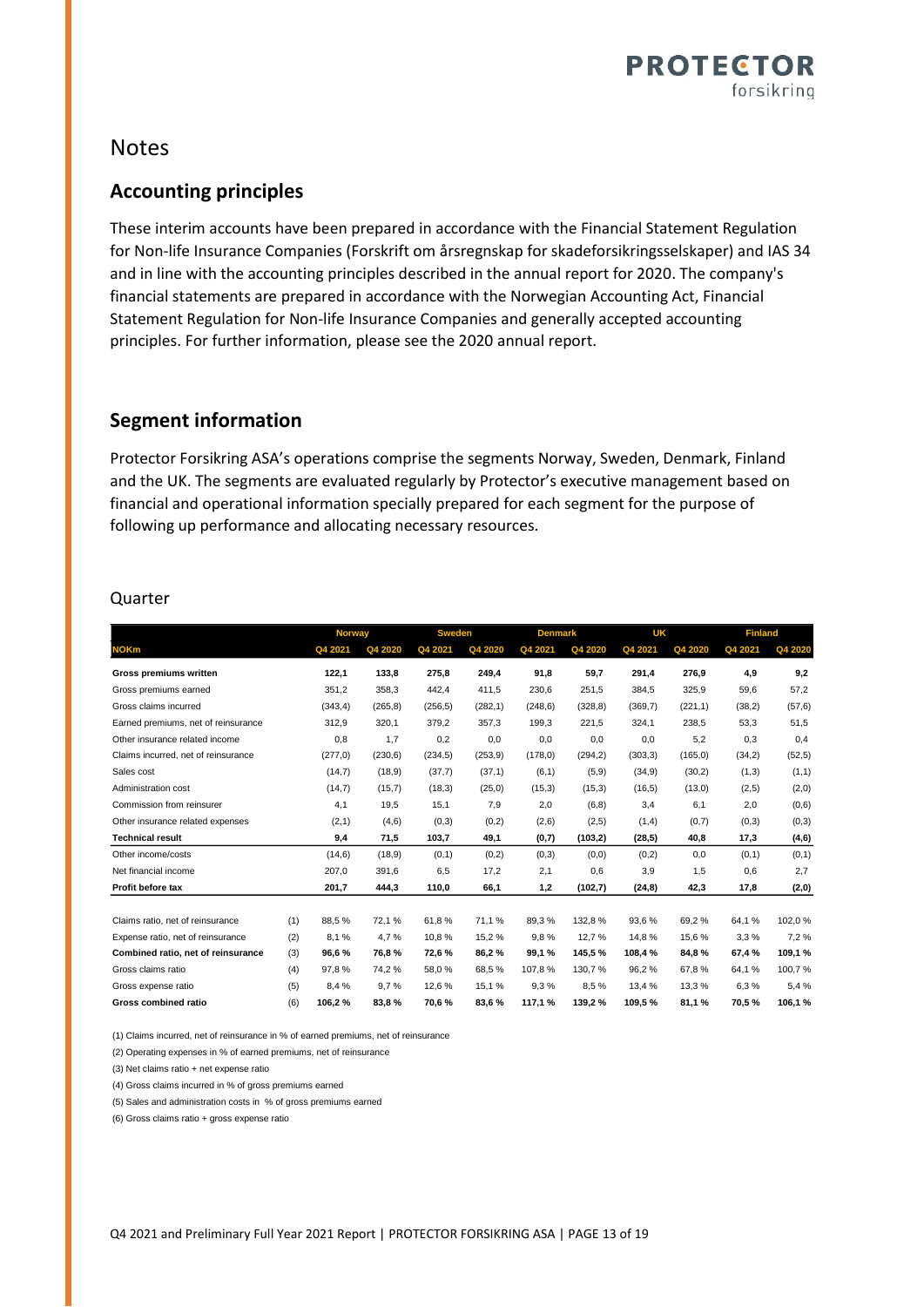# Notes

## Accounting principles

These interim accounts have been prepared in accordance with the Financial Statement Regulation for Non-life Insurance Companies (Forskrift om årsregnskap for skadeforsikringsselskaper) and IAS 34 and in line with the accounting principles described in the annual report for 2020. The company's financial statements are prepared in accordance with the Norwegian Accounting Act, Financial Statement Regulation for Non-life Insurance Companies and generally accepted accounting principles. For further information, please see the 2020 annual report.

## Segment information

Protector Forsikring ASA's operations comprise the segments Norway, Sweden, Denmark, Finland and the UK. The segments are evaluated regularly by Protector's executive management based on financial and operational information specially prepared for each segment for the purpose of following up performance and allocating necessary resources.

### Quarter

| | | Norway | | Sweden | | Denmark | | UK | | Finland | |
|---|---|---|---|---|---|---|---|---|---|---|---|
| NOKm | | Q4 2021 | Q4 2020 | Q4 2021 | Q4 2020 | Q4 2021 | Q4 2020 | Q4 2021 | Q4 2020 | Q4 2021 | Q4 2020 |
| **Gross premiums written** | | **122,1** | **133,8** | **275,8** | **249,4** | **91,8** | **59,7** | **291,4** | **276,9** | **4,9** | **9,2** |
| Gross premiums earned | | 351,2 | 358,3 | 442,4 | 411,5 | 230,6 | 251,5 | 384,5 | 325,9 | 59,6 | 57,2 |
| Gross claims incurred | | (343,4) | (265,8) | (256,5) | (282,1) | (248,6) | (328,8) | (369,7) | (221,1) | (38,2) | (57,6) |
| Earned premiums, net of reinsurance | | 312,9 | 320,1 | 379,2 | 357,3 | 199,3 | 221,5 | 324,1 | 238,5 | 53,3 | 51,5 |
| Other insurance related income | | 0,8 | 1,7 | 0,2 | 0,0 | 0,0 | 0,0 | 0,0 | 5,2 | 0,3 | 0,4 |
| Claims incurred, net of reinsurance | | (277,0) | (230,6) | (234,5) | (253,9) | (178,0) | (294,2) | (303,3) | (165,0) | (34,2) | (52,5) |
| Sales cost | | (14,7) | (18,9) | (37,7) | (37,1) | (6,1) | (5,9) | (34,9) | (30,2) | (1,3) | (1,1) |
| Administration cost | | (14,7) | (15,7) | (18,3) | (25,0) | (15,3) | (15,3) | (16,5) | (13,0) | (2,5) | (2,0) |
| Commission from reinsurer | | 4,1 | 19,5 | 15,1 | 7,9 | 2,0 | (6,8) | 3,4 | 6,1 | 2,0 | (0,6) |
| Other insurance related expenses | | (2,1) | (4,6) | (0,3) | (0,2) | (2,6) | (2,5) | (1,4) | (0,7) | (0,3) | (0,3) |
| **Technical result** | | **9,4** | **71,5** | **103,7** | **49,1** | **(0,7)** | **(103,2)** | **(28,5)** | **40,8** | **17,3** | **(4,6)** |
| Other income/costs | | (14,6) | (18,9) | (0,1) | (0,2) | (0,3) | (0,0) | (0,2) | 0,0 | (0,1) | (0,1) |
| Net financial income | | 207,0 | 391,6 | 6,5 | 17,2 | 2,1 | 0,6 | 3,9 | 1,5 | 0,6 | 2,7 |
| **Profit before tax** | | **201,7** | **444,3** | **110,0** | **66,1** | **1,2** | **(102,7)** | **(24,8)** | **42,3** | **17,8** | **(2,0)** |
| | | | | | | | | | | | |
| Claims ratio, net of reinsurance | (1) | 88,5 % | 72,1 % | 61,8 % | 71,1 % | 89,3 % | 132,8 % | 93,6 % | 69,2 % | 64,1 % | 102,0 % |
| Expense ratio, net of reinsurance | (2) | 8,1 % | 4,7 % | 10,8 % | 15,2 % | 9,8 % | 12,7 % | 14,8 % | 15,6 % | 3,3 % | 7,2 % |
| **Combined ratio, net of reinsurance** | (3) | **96,6 %** | **76,8 %** | **72,6 %** | **86,2 %** | **99,1 %** | **145,5 %** | **108,4 %** | **84,8 %** | **67,4 %** | **109,1 %** |
| Gross claims ratio | (4) | 97,8 % | 74,2 % | 58,0 % | 68,5 % | 107,8 % | 130,7 % | 96,2 % | 67,8 % | 64,1 % | 100,7 % |
| Gross expense ratio | (5) | 8,4 % | 9,7 % | 12,6 % | 15,1 % | 9,3 % | 8,5 % | 13,4 % | 13,3 % | 6,3 % | 5,4 % |
| **Gross combined ratio** | (6) | **106,2 %** | **83,8 %** | **70,6 %** | **83,6 %** | **117,1 %** | **139,2 %** | **109,5 %** | **81,1 %** | **70,5 %** | **106,1 %** |

(1) Claims incurred, net of reinsurance in % of earned premiums, net of reinsurance

(2) Operating expenses in % of earned premiums, net of reinsurance

(3) Net claims ratio + net expense ratio

(4) Gross claims incurred in % of gross premiums earned

(5) Sales and administration costs in % of gross premiums earned

(6) Gross claims ratio + gross expense ratio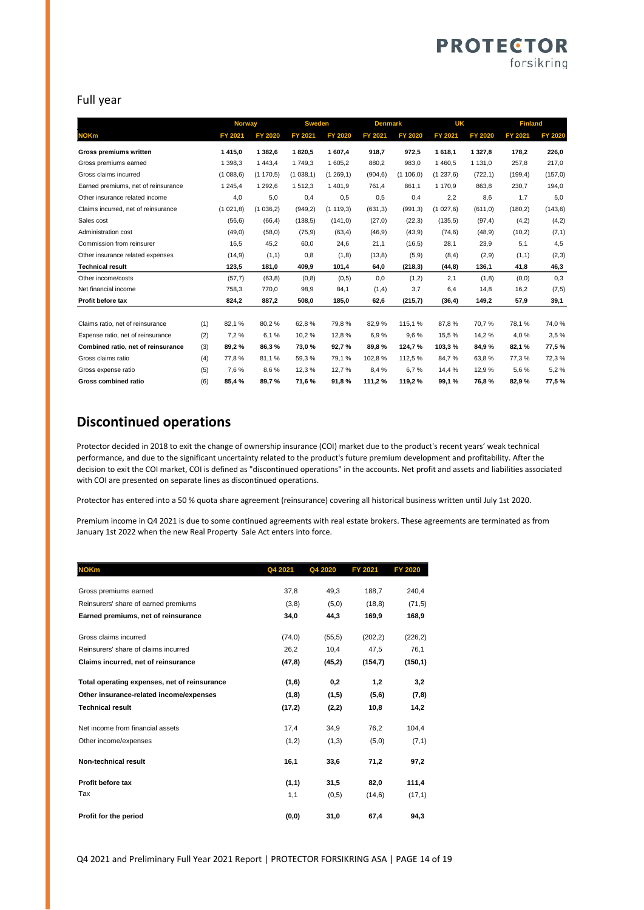## Full year

| NOKm | | Norway | | Sweden | | Denmark | | UK | | Finland | |
|---|---|---|---|---|---|---|---|---|---|---|---|
| | | FY 2021 | FY 2020 | FY 2021 | FY 2020 | FY 2021 | FY 2020 | FY 2021 | FY 2020 | FY 2021 | FY 2020 |
| **Gross premiums written** | | **1 415,0** | **1 382,6** | **1 820,5** | **1 607,4** | **918,7** | **972,5** | **1 618,1** | **1 327,8** | **178,2** | **226,0** |
| Gross premiums earned | | 1 398,3 | 1 443,4 | 1 749,3 | 1 605,2 | 880,2 | 983,0 | 1 460,5 | 1 131,0 | 257,8 | 217,0 |
| Gross claims incurred | | (1 088,6) | (1 170,5) | (1 038,1) | (1 269,1) | (904,6) | (1 106,0) | (1 237,6) | (722,1) | (199,4) | (157,0) |
| Earned premiums, net of reinsurance | | 1 245,4 | 1 292,6 | 1 512,3 | 1 401,9 | 761,4 | 861,1 | 1 170,9 | 863,8 | 230,7 | 194,0 |
| Other insurance related income | | 4,0 | 5,0 | 0,4 | 0,5 | 0,5 | 0,4 | 2,2 | 8,6 | 1,7 | 5,0 |
| Claims incurred, net of reinsurance | | (1 021,8) | (1 036,2) | (949,2) | (1 119,3) | (631,3) | (991,3) | (1 027,6) | (611,0) | (180,2) | (143,6) |
| Sales cost | | (56,6) | (66,4) | (138,5) | (141,0) | (27,0) | (22,3) | (135,5) | (97,4) | (4,2) | (4,2) |
| Administration cost | | (49,0) | (58,0) | (75,9) | (63,4) | (46,9) | (43,9) | (74,6) | (48,9) | (10,2) | (7,1) |
| Commission from reinsurer | | 16,5 | 45,2 | 60,0 | 24,6 | 21,1 | (16,5) | 28,1 | 23,9 | 5,1 | 4,5 |
| Other insurance related expenses | | (14,9) | (1,1) | 0,8 | (1,8) | (13,8) | (5,9) | (8,4) | (2,9) | (1,1) | (2,3) |
| **Technical result** | | **123,5** | **181,0** | **409,9** | **101,4** | **64,0** | **(218,3)** | **(44,8)** | **136,1** | **41,8** | **46,3** |
| Other income/costs | | (57,7) | (63,8) | (0,8) | (0,5) | 0,0 | (1,2) | 2,1 | (1,8) | (0,0) | 0,3 |
| Net financial income | | 758,3 | 770,0 | 98,9 | 84,1 | (1,4) | 3,7 | 6,4 | 14,8 | 16,2 | (7,5) |
| **Profit before tax** | | **824,2** | **887,2** | **508,0** | **185,0** | **62,6** | **(215,7)** | **(36,4)** | **149,2** | **57,9** | **39,1** |
| | | | | | | | | | | | |
| Claims ratio, net of reinsurance | (1) | 82,1 % | 80,2 % | 62,8 % | 79,8 % | 82,9 % | 115,1 % | 87,8 % | 70,7 % | 78,1 % | 74,0 % |
| Expense ratio, net of reinsurance | (2) | 7,2 % | 6,1 % | 10,2 % | 12,8 % | 6,9 % | 9,6 % | 15,5 % | 14,2 % | 4,0 % | 3,5 % |
| **Combined ratio, net of reinsurance** | (3) | **89,2 %** | **86,3 %** | **73,0 %** | **92,7 %** | **89,8 %** | **124,7 %** | **103,3 %** | **84,9 %** | **82,1 %** | **77,5 %** |
| Gross claims ratio | (4) | 77,8 % | 81,1 % | 59,3 % | 79,1 % | 102,8 % | 112,5 % | 84,7 % | 63,8 % | 77,3 % | 72,3 % |
| Gross expense ratio | (5) | 7,6 % | 8,6 % | 12,3 % | 12,7 % | 8,4 % | 6,7 % | 14,4 % | 12,9 % | 5,6 % | 5,2 % |
| **Gross combined ratio** | (6) | **85,4 %** | **89,7 %** | **71,6 %** | **91,8 %** | **111,2 %** | **119,2 %** | **99,1 %** | **76,8 %** | **82,9 %** | **77,5 %** |

# Discontinued operations

Protector decided in 2018 to exit the change of ownership insurance (COI) market due to the product's recent years' weak technical performance, and due to the significant uncertainty related to the product's future premium development and profitability. After the decision to exit the COI market, COI is defined as "discontinued operations" in the accounts. Net profit and assets and liabilities associated with COI are presented on separate lines as discontinued operations.

Protector has entered into a 50 % quota share agreement (reinsurance) covering all historical business written until July 1st 2020.

Premium income in Q4 2021 is due to some continued agreements with real estate brokers. These agreements are terminated as from January 1st 2022 when the new Real Property Sale Act enters into force.

| NOKm | Q4 2021 | Q4 2020 | FY 2021 | FY 2020 |
|---|---|---|---|---|
| Gross premiums earned | 37,8 | 49,3 | 188,7 | 240,4 |
| Reinsurers' share of earned premiums | (3,8) | (5,0) | (18,8) | (71,5) |
| **Earned premiums, net of reinsurance** | **34,0** | **44,3** | **169,9** | **168,9** |
| | | | | |
| Gross claims incurred | (74,0) | (55,5) | (202,2) | (226,2) |
| Reinsurers' share of claims incurred | 26,2 | 10,4 | 47,5 | 76,1 |
| **Claims incurred, net of reinsurance** | **(47,8)** | **(45,2)** | **(154,7)** | **(150,1)** |
| | | | | |
| **Total operating expenses, net of reinsurance** | **(1,6)** | **0,2** | **1,2** | **3,2** |
| **Other insurance-related income/expenses** | **(1,8)** | **(1,5)** | **(5,6)** | **(7,8)** |
| **Technical result** | **(17,2)** | **(2,2)** | **10,8** | **14,2** |
| | | | | |
| Net income from financial assets | 17,4 | 34,9 | 76,2 | 104,4 |
| Other income/expenses | (1,2) | (1,3) | (5,0) | (7,1) |
| | | | | |
| **Non-technical result** | **16,1** | **33,6** | **71,2** | **97,2** |
| | | | | |
| **Profit before tax** | **(1,1)** | **31,5** | **82,0** | **111,4** |
| Tax | 1,1 | (0,5) | (14,6) | (17,1) |
| | | | | |
| **Profit for the period** | **(0,0)** | **31,0** | **67,4** | **94,3** |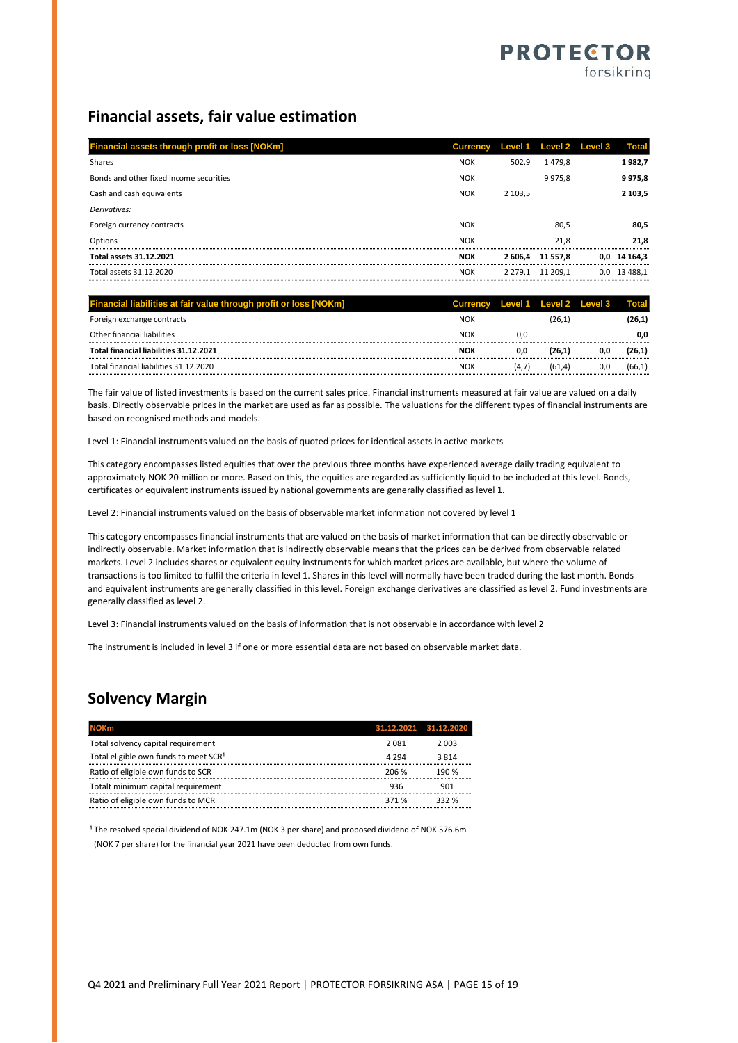## Financial assets, fair value estimation

| Financial assets through profit or loss [NOKm] | Currency | Level 1 | Level 2 | Level 3 | Total |
|---|---|---|---|---|---|
| Shares | NOK | 502,9 | 1 479,8 | | **1 982,7** |
| Bonds and other fixed income securities | NOK | | 9 975,8 | | **9 975,8** |
| Cash and cash equivalents | NOK | 2 103,5 | | | **2 103,5** |
| *Derivatives:* | | | | | |
| Foreign currency contracts | NOK | | 80,5 | | **80,5** |
| Options | NOK | | 21,8 | | **21,8** |
| **Total assets 31.12.2021** | **NOK** | **2 606,4** | **11 557,8** | **0,0** | **14 164,3** |
| Total assets 31.12.2020 | NOK | 2 279,1 | 11 209,1 | 0,0 | 13 488,1 |

| Financial liabilities at fair value through profit or loss [NOKm] | Currency | Level 1 | Level 2 | Level 3 | Total |
|---|---|---|---|---|---|
| Foreign exchange contracts | NOK | | (26,1) | | **(26,1)** |
| Other financial liabilities | NOK | 0,0 | | | **0,0** |
| **Total financial liabilities 31.12.2021** | **NOK** | **0,0** | **(26,1)** | **0,0** | **(26,1)** |
| Total financial liabilities 31.12.2020 | NOK | (4,7) | (61,4) | 0,0 | (66,1) |

The fair value of listed investments is based on the current sales price. Financial instruments measured at fair value are valued on a daily basis. Directly observable prices in the market are used as far as possible. The valuations for the different types of financial instruments are based on recognised methods and models.

Level 1: Financial instruments valued on the basis of quoted prices for identical assets in active markets

This category encompasses listed equities that over the previous three months have experienced average daily trading equivalent to approximately NOK 20 million or more. Based on this, the equities are regarded as sufficiently liquid to be included at this level. Bonds, certificates or equivalent instruments issued by national governments are generally classified as level 1.

Level 2: Financial instruments valued on the basis of observable market information not covered by level 1

This category encompasses financial instruments that are valued on the basis of market information that can be directly observable or indirectly observable. Market information that is indirectly observable means that the prices can be derived from observable related markets. Level 2 includes shares or equivalent equity instruments for which market prices are available, but where the volume of transactions is too limited to fulfil the criteria in level 1. Shares in this level will normally have been traded during the last month. Bonds and equivalent instruments are generally classified in this level. Foreign exchange derivatives are classified as level 2. Fund investments are generally classified as level 2.

Level 3: Financial instruments valued on the basis of information that is not observable in accordance with level 2

The instrument is included in level 3 if one or more essential data are not based on observable market data.

## Solvency Margin

| NOKm | 31.12.2021 | 31.12.2020 |
|---|---|---|
| Total solvency capital requirement | 2 081 | 2 003 |
| Total eligible own funds to meet SCR[1] | 4 294 | 3 814 |
| Ratio of eligible own funds to SCR | 206 % | 190 % |
| Totalt minimum capital requirement | 936 | 901 |
| Ratio of eligible own funds to MCR | 371 % | 332 % |

[1] The resolved special dividend of NOK 247.1m (NOK 3 per share) and proposed dividend of NOK 576.6m (NOK 7 per share) for the financial year 2021 have been deducted from own funds.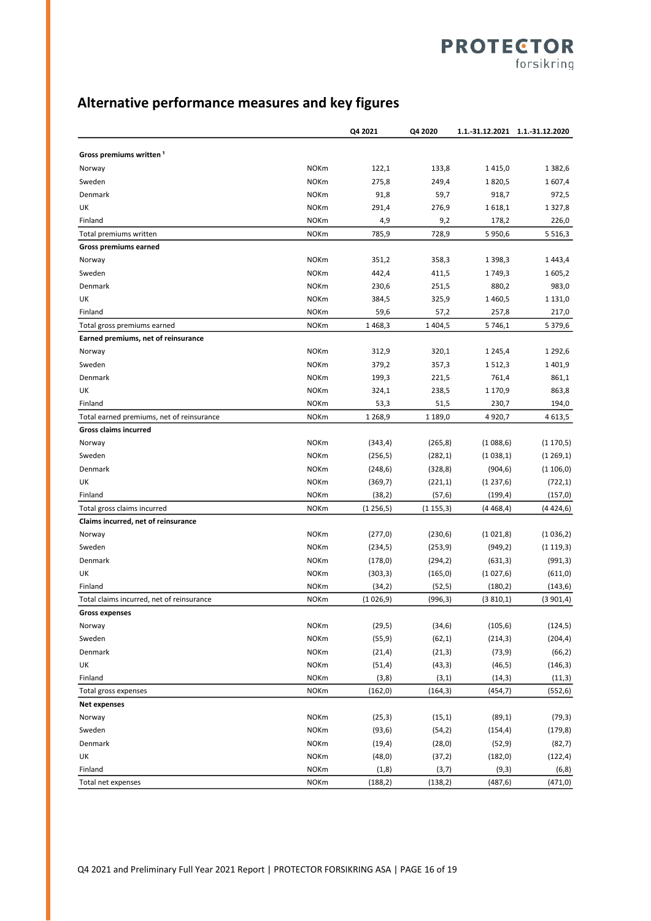## Alternative performance measures and key figures

| | | Q4 2021 | Q4 2020 | 1.1.-31.12.2021 | 1.1.-31.12.2020 |
|---|---|---|---|---|---|
| **Gross premiums written [1]** | | | | | |
| Norway | NOKm | 122,1 | 133,8 | 1 415,0 | 1 382,6 |
| Sweden | NOKm | 275,8 | 249,4 | 1 820,5 | 1 607,4 |
| Denmark | NOKm | 91,8 | 59,7 | 918,7 | 972,5 |
| UK | NOKm | 291,4 | 276,9 | 1 618,1 | 1 327,8 |
| Finland | NOKm | 4,9 | 9,2 | 178,2 | 226,0 |
| Total premiums written | NOKm | 785,9 | 728,9 | 5 950,6 | 5 516,3 |
| **Gross premiums earned** | | | | | |
| Norway | NOKm | 351,2 | 358,3 | 1 398,3 | 1 443,4 |
| Sweden | NOKm | 442,4 | 411,5 | 1 749,3 | 1 605,2 |
| Denmark | NOKm | 230,6 | 251,5 | 880,2 | 983,0 |
| UK | NOKm | 384,5 | 325,9 | 1 460,5 | 1 131,0 |
| Finland | NOKm | 59,6 | 57,2 | 257,8 | 217,0 |
| Total gross premiums earned | NOKm | 1 468,3 | 1 404,5 | 5 746,1 | 5 379,6 |
| **Earned premiums, net of reinsurance** | | | | | |
| Norway | NOKm | 312,9 | 320,1 | 1 245,4 | 1 292,6 |
| Sweden | NOKm | 379,2 | 357,3 | 1 512,3 | 1 401,9 |
| Denmark | NOKm | 199,3 | 221,5 | 761,4 | 861,1 |
| UK | NOKm | 324,1 | 238,5 | 1 170,9 | 863,8 |
| Finland | NOKm | 53,3 | 51,5 | 230,7 | 194,0 |
| Total earned premiums, net of reinsurance | NOKm | 1 268,9 | 1 189,0 | 4 920,7 | 4 613,5 |
| **Gross claims incurred** | | | | | |
| Norway | NOKm | (343,4) | (265,8) | (1 088,6) | (1 170,5) |
| Sweden | NOKm | (256,5) | (282,1) | (1 038,1) | (1 269,1) |
| Denmark | NOKm | (248,6) | (328,8) | (904,6) | (1 106,0) |
| UK | NOKm | (369,7) | (221,1) | (1 237,6) | (722,1) |
| Finland | NOKm | (38,2) | (57,6) | (199,4) | (157,0) |
| Total gross claims incurred | NOKm | (1 256,5) | (1 155,3) | (4 468,4) | (4 424,6) |
| **Claims incurred, net of reinsurance** | | | | | |
| Norway | NOKm | (277,0) | (230,6) | (1 021,8) | (1 036,2) |
| Sweden | NOKm | (234,5) | (253,9) | (949,2) | (1 119,3) |
| Denmark | NOKm | (178,0) | (294,2) | (631,3) | (991,3) |
| UK | NOKm | (303,3) | (165,0) | (1 027,6) | (611,0) |
| Finland | NOKm | (34,2) | (52,5) | (180,2) | (143,6) |
| Total claims incurred, net of reinsurance | NOKm | (1 026,9) | (996,3) | (3 810,1) | (3 901,4) |
| **Gross expenses** | | | | | |
| Norway | NOKm | (29,5) | (34,6) | (105,6) | (124,5) |
| Sweden | NOKm | (55,9) | (62,1) | (214,3) | (204,4) |
| Denmark | NOKm | (21,4) | (21,3) | (73,9) | (66,2) |
| UK | NOKm | (51,4) | (43,3) | (46,5) | (146,3) |
| Finland | NOKm | (3,8) | (3,1) | (14,3) | (11,3) |
| Total gross expenses | NOKm | (162,0) | (164,3) | (454,7) | (552,6) |
| **Net expenses** | | | | | |
| Norway | NOKm | (25,3) | (15,1) | (89,1) | (79,3) |
| Sweden | NOKm | (93,6) | (54,2) | (154,4) | (179,8) |
| Denmark | NOKm | (19,4) | (28,0) | (52,9) | (82,7) |
| UK | NOKm | (48,0) | (37,2) | (182,0) | (122,4) |
| Finland | NOKm | (1,8) | (3,7) | (9,3) | (6,8) |
| Total net expenses | NOKm | (188,2) | (138,2) | (487,6) | (471,0) |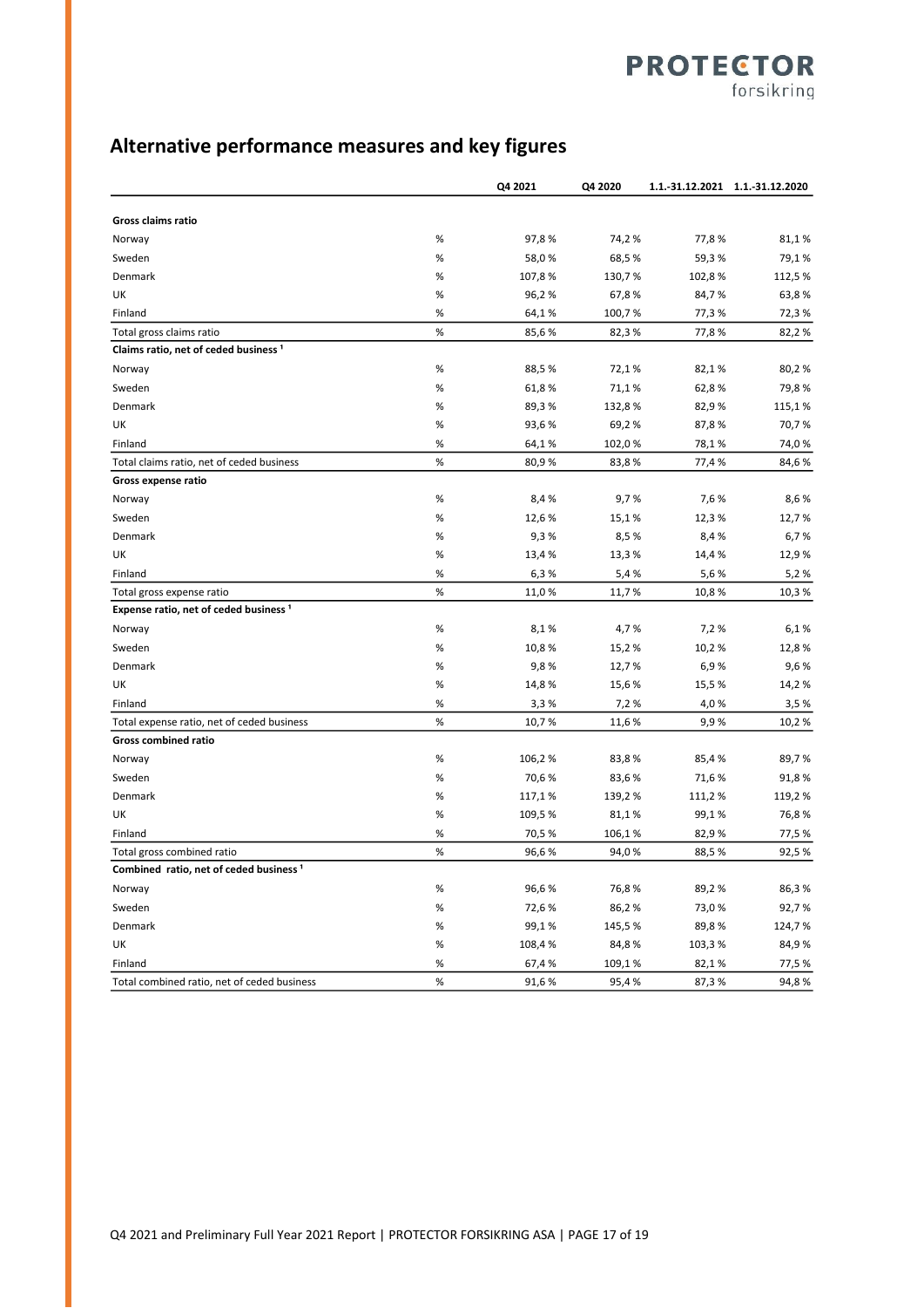## Alternative performance measures and key figures

| | | Q4 2021 | Q4 2020 | 1.1.-31.12.2021 | 1.1.-31.12.2020 |
|---|---|---|---|---|---|
| **Gross claims ratio** | | | | | |
| Norway | % | 97,8 % | 74,2 % | 77,8 % | 81,1 % |
| Sweden | % | 58,0 % | 68,5 % | 59,3 % | 79,1 % |
| Denmark | % | 107,8 % | 130,7 % | 102,8 % | 112,5 % |
| UK | % | 96,2 % | 67,8 % | 84,7 % | 63,8 % |
| Finland | % | 64,1 % | 100,7 % | 77,3 % | 72,3 % |
| Total gross claims ratio | % | 85,6 % | 82,3 % | 77,8 % | 82,2 % |
| **Claims ratio, net of ceded business [1]** | | | | | |
| Norway | % | 88,5 % | 72,1 % | 82,1 % | 80,2 % |
| Sweden | % | 61,8 % | 71,1 % | 62,8 % | 79,8 % |
| Denmark | % | 89,3 % | 132,8 % | 82,9 % | 115,1 % |
| UK | % | 93,6 % | 69,2 % | 87,8 % | 70,7 % |
| Finland | % | 64,1 % | 102,0 % | 78,1 % | 74,0 % |
| Total claims ratio, net of ceded business | % | 80,9 % | 83,8 % | 77,4 % | 84,6 % |
| **Gross expense ratio** | | | | | |
| Norway | % | 8,4 % | 9,7 % | 7,6 % | 8,6 % |
| Sweden | % | 12,6 % | 15,1 % | 12,3 % | 12,7 % |
| Denmark | % | 9,3 % | 8,5 % | 8,4 % | 6,7 % |
| UK | % | 13,4 % | 13,3 % | 14,4 % | 12,9 % |
| Finland | % | 6,3 % | 5,4 % | 5,6 % | 5,2 % |
| Total gross expense ratio | % | 11,0 % | 11,7 % | 10,8 % | 10,3 % |
| **Expense ratio, net of ceded business [1]** | | | | | |
| Norway | % | 8,1 % | 4,7 % | 7,2 % | 6,1 % |
| Sweden | % | 10,8 % | 15,2 % | 10,2 % | 12,8 % |
| Denmark | % | 9,8 % | 12,7 % | 6,9 % | 9,6 % |
| UK | % | 14,8 % | 15,6 % | 15,5 % | 14,2 % |
| Finland | % | 3,3 % | 7,2 % | 4,0 % | 3,5 % |
| Total expense ratio, net of ceded business | % | 10,7 % | 11,6 % | 9,9 % | 10,2 % |
| **Gross combined ratio** | | | | | |
| Norway | % | 106,2 % | 83,8 % | 85,4 % | 89,7 % |
| Sweden | % | 70,6 % | 83,6 % | 71,6 % | 91,8 % |
| Denmark | % | 117,1 % | 139,2 % | 111,2 % | 119,2 % |
| UK | % | 109,5 % | 81,1 % | 99,1 % | 76,8 % |
| Finland | % | 70,5 % | 106,1 % | 82,9 % | 77,5 % |
| Total gross combined ratio | % | 96,6 % | 94,0 % | 88,5 % | 92,5 % |
| **Combined ratio, net of ceded business [1]** | | | | | |
| Norway | % | 96,6 % | 76,8 % | 89,2 % | 86,3 % |
| Sweden | % | 72,6 % | 86,2 % | 73,0 % | 92,7 % |
| Denmark | % | 99,1 % | 145,5 % | 89,8 % | 124,7 % |
| UK | % | 108,4 % | 84,8 % | 103,3 % | 84,9 % |
| Finland | % | 67,4 % | 109,1 % | 82,1 % | 77,5 % |
| Total combined ratio, net of ceded business | % | 91,6 % | 95,4 % | 87,3 % | 94,8 % |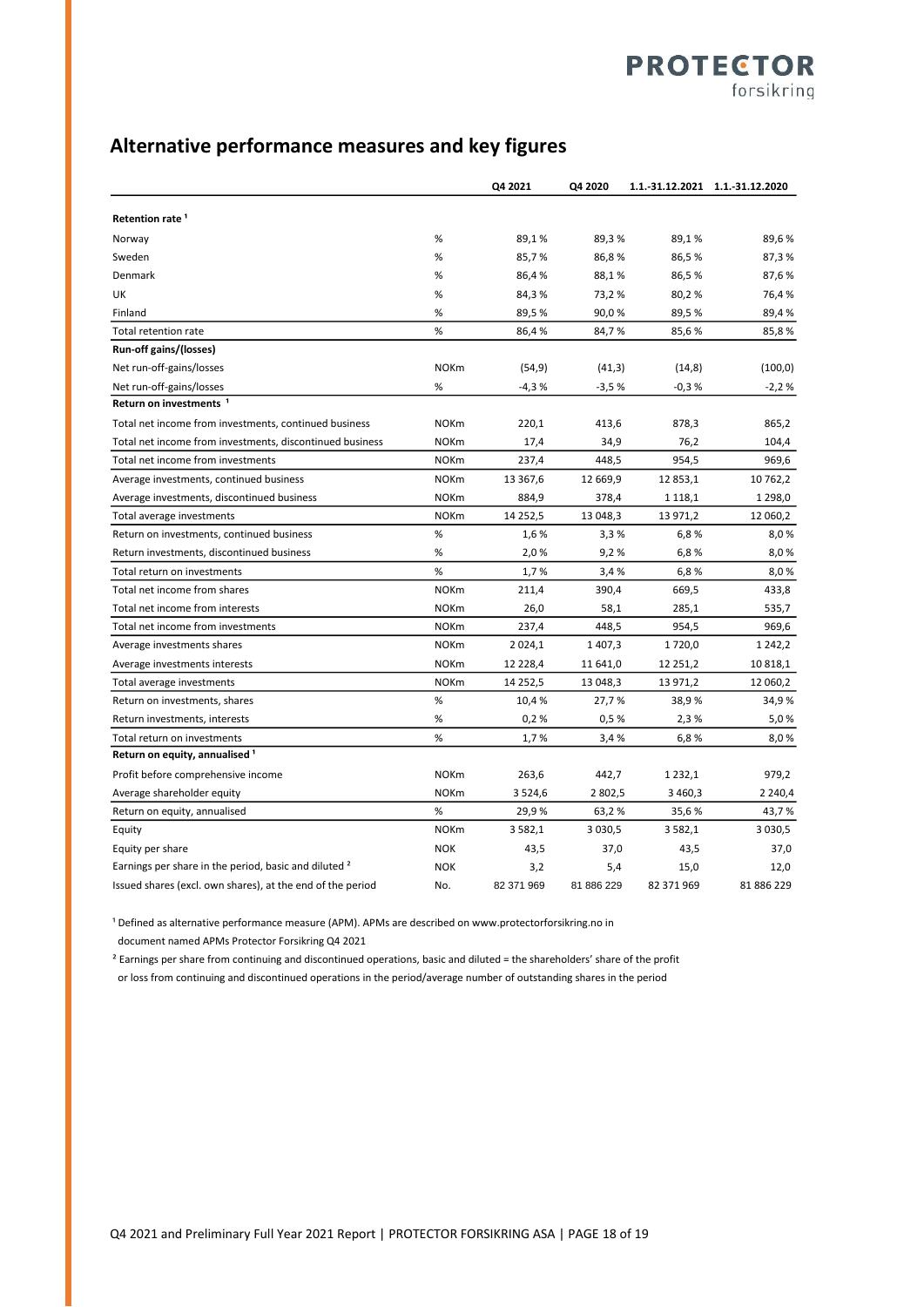# Alternative performance measures and key figures

| | | Q4 2021 | Q4 2020 | 1.1.-31.12.2021 | 1.1.-31.12.2020 |
|---|---|---|---|---|---|
| **Retention rate [1]** | | | | | |
| Norway | % | 89,1 % | 89,3 % | 89,1 % | 89,6 % |
| Sweden | % | 85,7 % | 86,8 % | 86,5 % | 87,3 % |
| Denmark | % | 86,4 % | 88,1 % | 86,5 % | 87,6 % |
| UK | % | 84,3 % | 73,2 % | 80,2 % | 76,4 % |
| Finland | % | 89,5 % | 90,0 % | 89,5 % | 89,4 % |
| Total retention rate | % | 86,4 % | 84,7 % | 85,6 % | 85,8 % |
| **Run-off gains/(losses)** | | | | | |
| Net run-off-gains/losses | NOKm | (54,9) | (41,3) | (14,8) | (100,0) |
| Net run-off-gains/losses | % | -4,3 % | -3,5 % | -0,3 % | -2,2 % |
| **Return on investments [1]** | | | | | |
| Total net income from investments, continued business | NOKm | 220,1 | 413,6 | 878,3 | 865,2 |
| Total net income from investments, discontinued business | NOKm | 17,4 | 34,9 | 76,2 | 104,4 |
| Total net income from investments | NOKm | 237,4 | 448,5 | 954,5 | 969,6 |
| Average investments, continued business | NOKm | 13 367,6 | 12 669,9 | 12 853,1 | 10 762,2 |
| Average investments, discontinued business | NOKm | 884,9 | 378,4 | 1 118,1 | 1 298,0 |
| Total average investments | NOKm | 14 252,5 | 13 048,3 | 13 971,2 | 12 060,2 |
| Return on investments, continued business | % | 1,6 % | 3,3 % | 6,8 % | 8,0 % |
| Return investments, discontinued business | % | 2,0 % | 9,2 % | 6,8 % | 8,0 % |
| Total return on investments | % | 1,7 % | 3,4 % | 6,8 % | 8,0 % |
| Total net income from shares | NOKm | 211,4 | 390,4 | 669,5 | 433,8 |
| Total net income from interests | NOKm | 26,0 | 58,1 | 285,1 | 535,7 |
| Total net income from investments | NOKm | 237,4 | 448,5 | 954,5 | 969,6 |
| Average investments shares | NOKm | 2 024,1 | 1 407,3 | 1 720,0 | 1 242,2 |
| Average investments interests | NOKm | 12 228,4 | 11 641,0 | 12 251,2 | 10 818,1 |
| Total average investments | NOKm | 14 252,5 | 13 048,3 | 13 971,2 | 12 060,2 |
| Return on investments, shares | % | 10,4 % | 27,7 % | 38,9 % | 34,9 % |
| Return investments, interests | % | 0,2 % | 0,5 % | 2,3 % | 5,0 % |
| Total return on investments | % | 1,7 % | 3,4 % | 6,8 % | 8,0 % |
| **Return on equity, annualised [1]** | | | | | |
| Profit before comprehensive income | NOKm | 263,6 | 442,7 | 1 232,1 | 979,2 |
| Average shareholder equity | NOKm | 3 524,6 | 2 802,5 | 3 460,3 | 2 240,4 |
| Return on equity, annualised | % | 29,9 % | 63,2 % | 35,6 % | 43,7 % |
| Equity | NOKm | 3 582,1 | 3 030,5 | 3 582,1 | 3 030,5 |
| Equity per share | NOK | 43,5 | 37,0 | 43,5 | 37,0 |
| Earnings per share in the period, basic and diluted [2] | NOK | 3,2 | 5,4 | 15,0 | 12,0 |
| Issued shares (excl. own shares), at the end of the period | No. | 82 371 969 | 81 886 229 | 82 371 969 | 81 886 229 |

[1] Defined as alternative performance measure (APM). APMs are described on www.protectorforsikring.no in document named APMs Protector Forsikring Q4 2021

[2] Earnings per share from continuing and discontinued operations, basic and diluted = the shareholders' share of the profit or loss from continuing and discontinued operations in the period/average number of outstanding shares in the period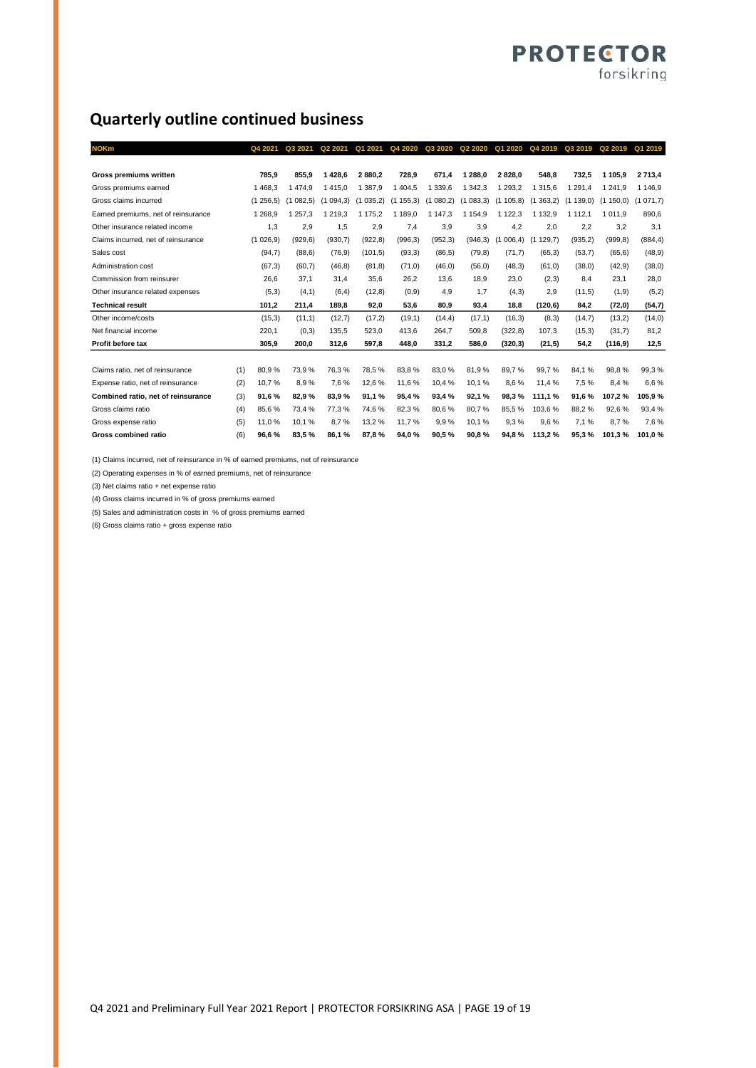## Quarterly outline continued business

| NOKm | | Q4 2021 | Q3 2021 | Q2 2021 | Q1 2021 | Q4 2020 | Q3 2020 | Q2 2020 | Q1 2020 | Q4 2019 | Q3 2019 | Q2 2019 | Q1 2019 |
|---|---|---|---|---|---|---|---|---|---|---|---|---|---|
| **Gross premiums written** | | **785,9** | **855,9** | **1 428,6** | **2 880,2** | **728,9** | **671,4** | **1 288,0** | **2 828,0** | **548,8** | **732,5** | **1 105,9** | **2 713,4** |
| Gross premiums earned | | 1 468,3 | 1 474,9 | 1 415,0 | 1 387,9 | 1 404,5 | 1 339,6 | 1 342,3 | 1 293,2 | 1 315,6 | 1 291,4 | 1 241,9 | 1 146,9 |
| Gross claims incurred | | (1 256,5) | (1 082,5) | (1 094,3) | (1 035,2) | (1 155,3) | (1 080,2) | (1 083,3) | (1 105,8) | (1 363,2) | (1 139,0) | (1 150,0) | (1 071,7) |
| Earned premiums, net of reinsurance | | 1 268,9 | 1 257,3 | 1 219,3 | 1 175,2 | 1 189,0 | 1 147,3 | 1 154,9 | 1 122,3 | 1 132,9 | 1 112,1 | 1 011,9 | 890,6 |
| Other insurance related income | | 1,3 | 2,9 | 1,5 | 2,9 | 7,4 | 3,9 | 3,9 | 4,2 | 2,0 | 2,2 | 3,2 | 3,1 |
| Claims incurred, net of reinsurance | | (1 026,9) | (929,6) | (930,7) | (922,8) | (996,3) | (952,3) | (946,3) | (1 006,4) | (1 129,7) | (935,2) | (999,8) | (884,4) |
| Sales cost | | (94,7) | (88,6) | (76,9) | (101,5) | (93,3) | (86,5) | (79,8) | (71,7) | (65,3) | (53,7) | (65,6) | (48,9) |
| Administration cost | | (67,3) | (60,7) | (46,8) | (81,8) | (71,0) | (46,0) | (56,0) | (48,3) | (61,0) | (38,0) | (42,9) | (38,0) |
| Commission from reinsurer | | 26,6 | 37,1 | 31,4 | 35,6 | 26,2 | 13,6 | 18,9 | 23,0 | (2,3) | 8,4 | 23,1 | 28,0 |
| Other insurance related expenses | | (5,3) | (4,1) | (6,4) | (12,8) | (0,9) | 4,9 | 1,7 | (4,3) | 2,9 | (11,5) | (1,9) | (5,2) |
| **Technical result** | | **101,2** | **211,4** | **189,8** | **92,0** | **53,6** | **80,9** | **93,4** | **18,8** | **(120,6)** | **84,2** | **(72,0)** | **(54,7)** |
| Other income/costs | | (15,3) | (11,1) | (12,7) | (17,2) | (19,1) | (14,4) | (17,1) | (16,3) | (8,3) | (14,7) | (13,2) | (14,0) |
| Net financial income | | 220,1 | (0,3) | 135,5 | 523,0 | 413,6 | 264,7 | 509,8 | (322,8) | 107,3 | (15,3) | (31,7) | 81,2 |
| **Profit before tax** | | **305,9** | **200,0** | **312,6** | **597,8** | **448,0** | **331,2** | **586,0** | **(320,3)** | **(21,5)** | **54,2** | **(116,9)** | **12,5** |
| | | | | | | | | | | | | | |
| Claims ratio, net of reinsurance | (1) | 80,9 % | 73,9 % | 76,3 % | 78,5 % | 83,8 % | 83,0 % | 81,9 % | 89,7 % | 99,7 % | 84,1 % | 98,8 % | 99,3 % |
| Expense ratio, net of reinsurance | (2) | 10,7 % | 8,9 % | 7,6 % | 12,6 % | 11,6 % | 10,4 % | 10,1 % | 8,6 % | 11,4 % | 7,5 % | 8,4 % | 6,6 % |
| **Combined ratio, net of reinsurance** | (3) | **91,6 %** | **82,9 %** | **83,9 %** | **91,1 %** | **95,4 %** | **93,4 %** | **92,1 %** | **98,3 %** | **111,1 %** | **91,6 %** | **107,2 %** | **105,9 %** |
| Gross claims ratio | (4) | 85,6 % | 73,4 % | 77,3 % | 74,6 % | 82,3 % | 80,6 % | 80,7 % | 85,5 % | 103,6 % | 88,2 % | 92,6 % | 93,4 % |
| Gross expense ratio | (5) | 11,0 % | 10,1 % | 8,7 % | 13,2 % | 11,7 % | 9,9 % | 10,1 % | 9,3 % | 9,6 % | 7,1 % | 8,7 % | 7,6 % |
| **Gross combined ratio** | (6) | **96,6 %** | **83,5 %** | **86,1 %** | **87,8 %** | **94,0 %** | **90,5 %** | **90,8 %** | **94,8 %** | **113,2 %** | **95,3 %** | **101,3 %** | **101,0 %** |

(1) Claims incurred, net of reinsurance in % of earned premiums, net of reinsurance

(2) Operating expenses in % of earned premiums, net of reinsurance

(3) Net claims ratio + net expense ratio

(4) Gross claims incurred in % of gross premiums earned

(5) Sales and administration costs in % of gross premiums earned

(6) Gross claims ratio + gross expense ratio